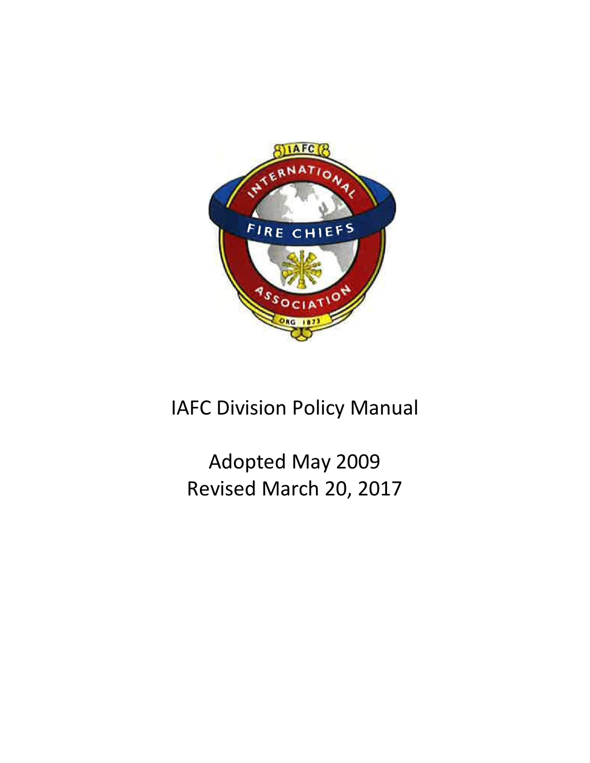# IAFC Division Policy Manual

Adopted May 2009
Revised March 20, 2017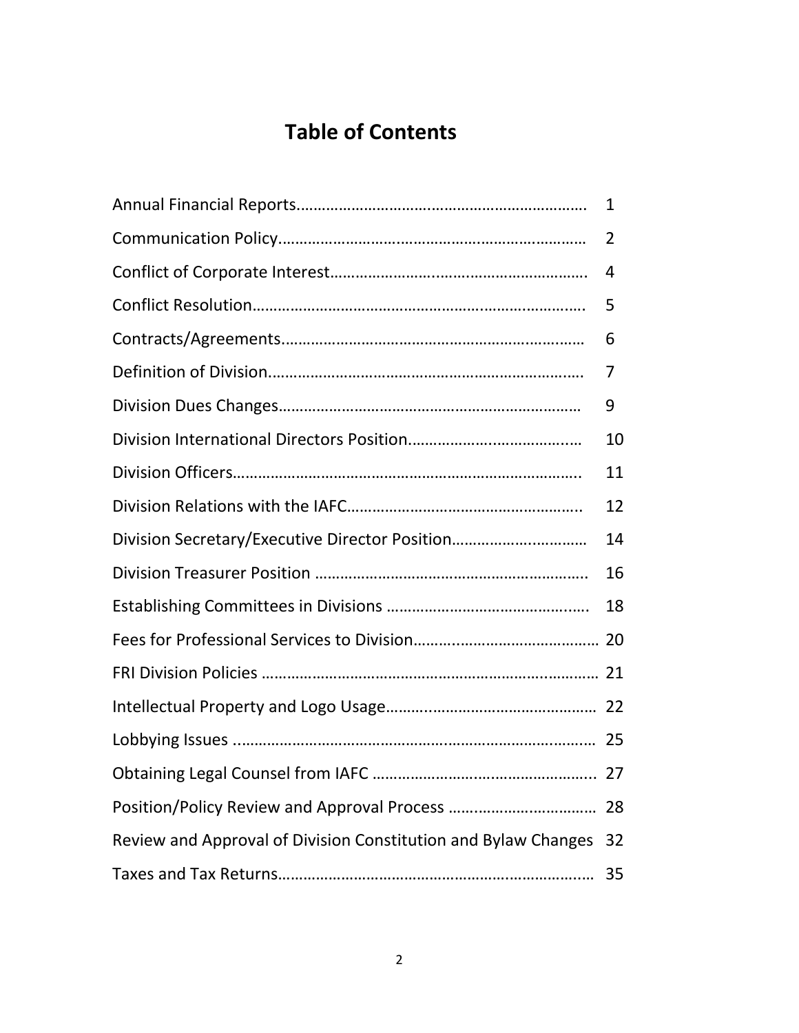# Table of Contents

| | |
|---|---|
| Annual Financial Reports | 1 |
| Communication Policy | 2 |
| Conflict of Corporate Interest | 4 |
| Conflict Resolution | 5 |
| Contracts/Agreements | 6 |
| Definition of Division | 7 |
| Division Dues Changes | 9 |
| Division International Directors Position | 10 |
| Division Officers | 11 |
| Division Relations with the IAFC | 12 |
| Division Secretary/Executive Director Position | 14 |
| Division Treasurer Position | 16 |
| Establishing Committees in Divisions | 18 |
| Fees for Professional Services to Division | 20 |
| FRI Division Policies | 21 |
| Intellectual Property and Logo Usage | 22 |
| Lobbying Issues | 25 |
| Obtaining Legal Counsel from IAFC | 27 |
| Position/Policy Review and Approval Process | 28 |
| Review and Approval of Division Constitution and Bylaw Changes | 32 |
| Taxes and Tax Returns | 35 |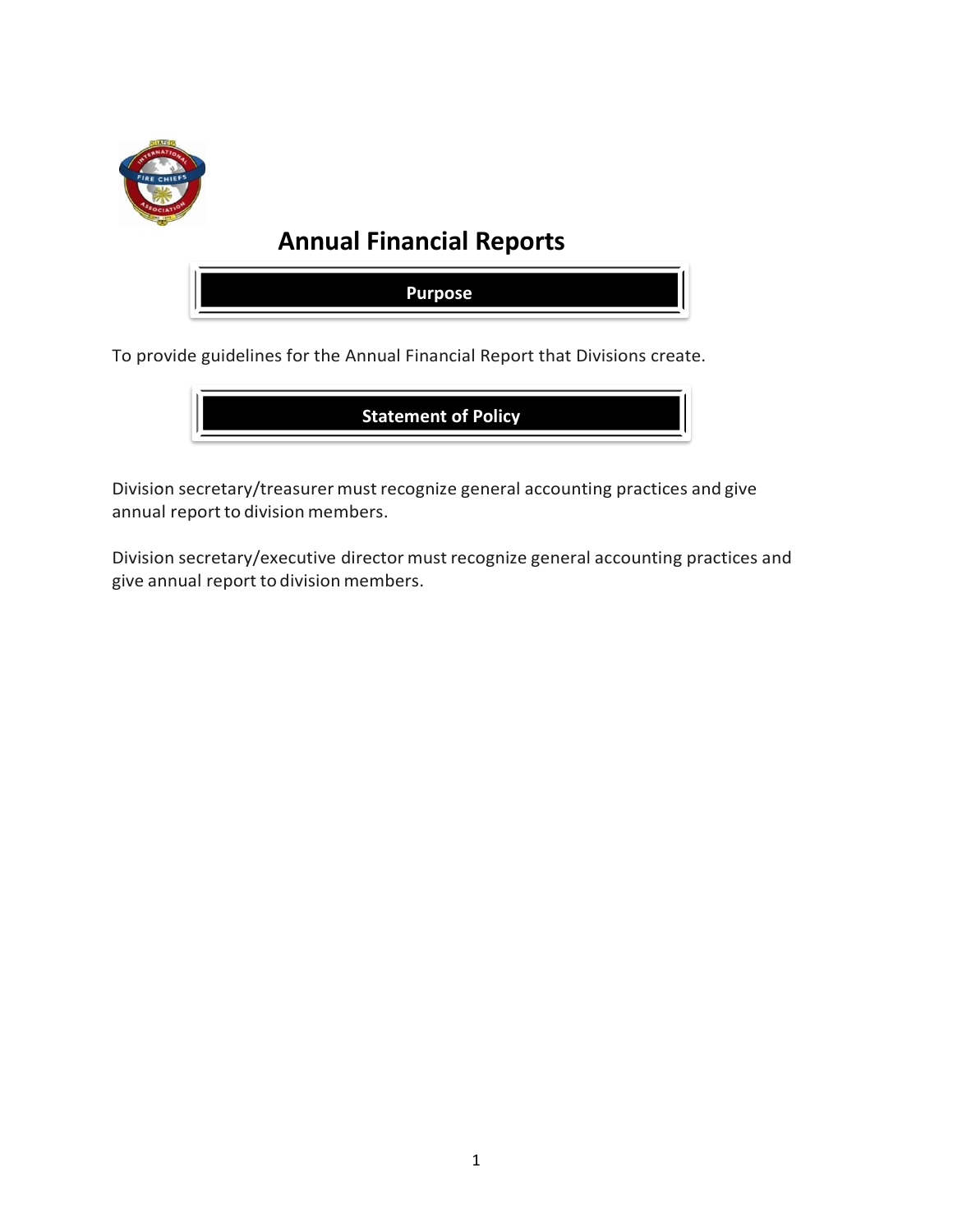# Annual Financial Reports

## Purpose

To provide guidelines for the Annual Financial Report that Divisions create.

## Statement of Policy

Division secretary/treasurer must recognize general accounting practices and give annual report to division members.

Division secretary/executive director must recognize general accounting practices and give annual report to division members.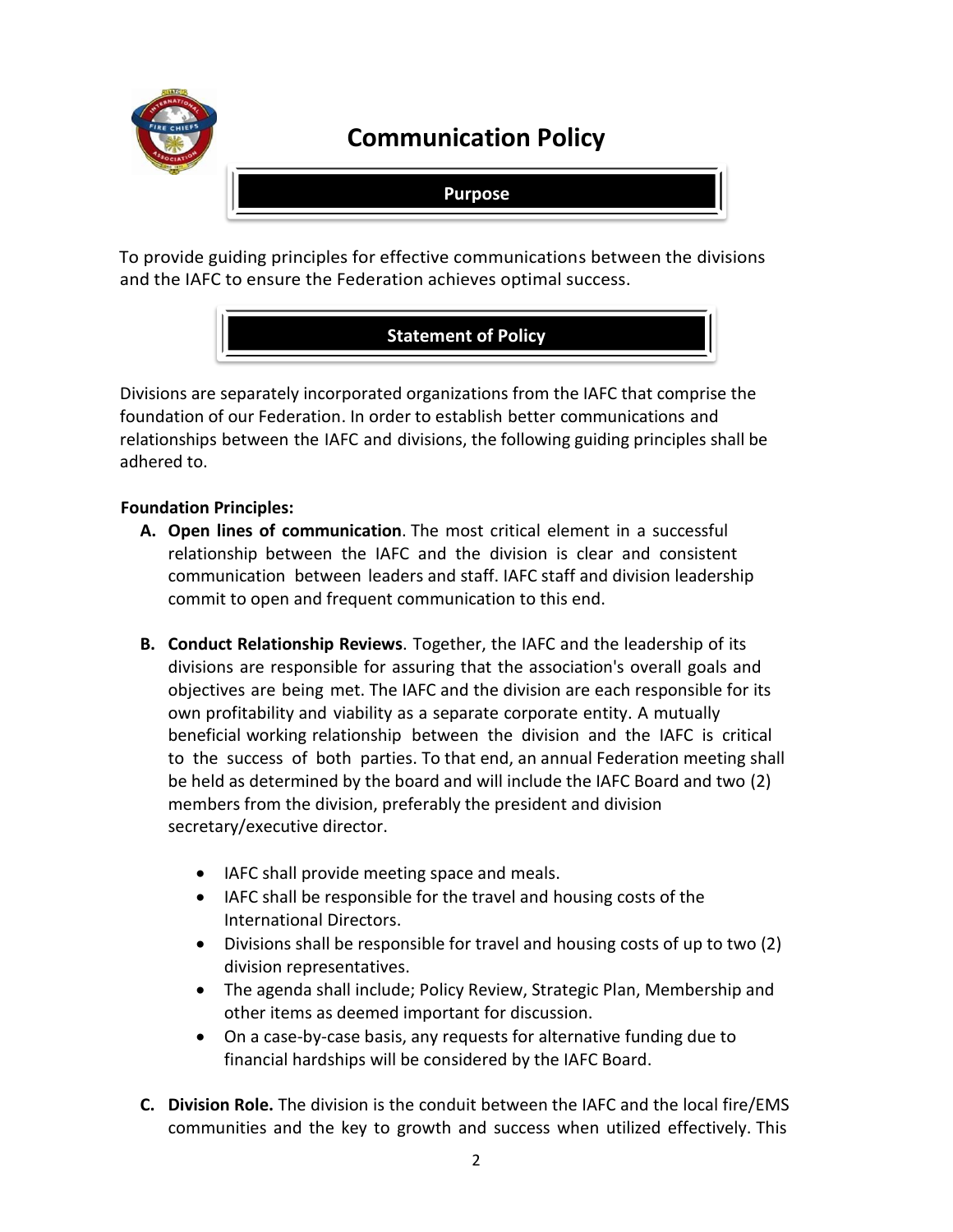# Communication Policy

## Purpose

To provide guiding principles for effective communications between the divisions and the IAFC to ensure the Federation achieves optimal success.

## Statement of Policy

Divisions are separately incorporated organizations from the IAFC that comprise the foundation of our Federation. In order to establish better communications and relationships between the IAFC and divisions, the following guiding principles shall be adhered to.

**Foundation Principles:**

A. **Open lines of communication**. The most critical element in a successful relationship between the IAFC and the division is clear and consistent communication between leaders and staff. IAFC staff and division leadership commit to open and frequent communication to this end.

B. **Conduct Relationship Reviews**. Together, the IAFC and the leadership of its divisions are responsible for assuring that the association's overall goals and objectives are being met. The IAFC and the division are each responsible for its own profitability and viability as a separate corporate entity. A mutually beneficial working relationship between the division and the IAFC is critical to the success of both parties. To that end, an annual Federation meeting shall be held as determined by the board and will include the IAFC Board and two (2) members from the division, preferably the president and division secretary/executive director.

   - IAFC shall provide meeting space and meals.
   - IAFC shall be responsible for the travel and housing costs of the International Directors.
   - Divisions shall be responsible for travel and housing costs of up to two (2) division representatives.
   - The agenda shall include; Policy Review, Strategic Plan, Membership and other items as deemed important for discussion.
   - On a case-by-case basis, any requests for alternative funding due to financial hardships will be considered by the IAFC Board.

C. **Division Role.** The division is the conduit between the IAFC and the local fire/EMS communities and the key to growth and success when utilized effectively. This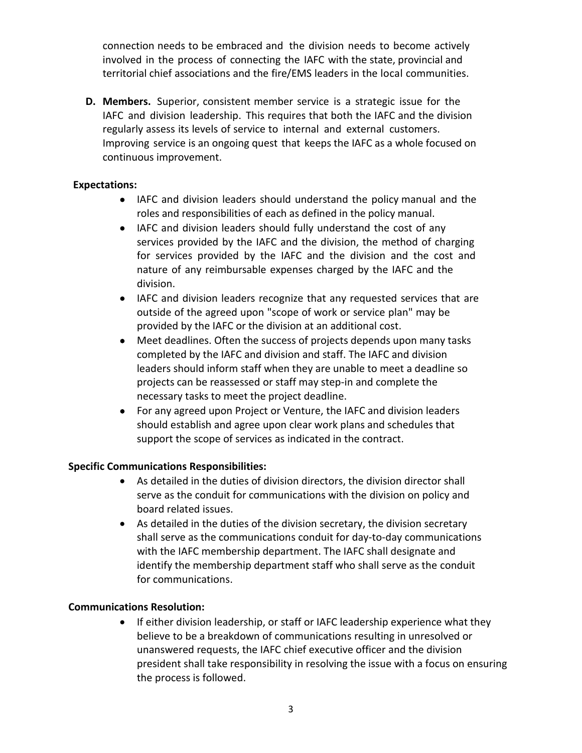connection needs to be embraced and the division needs to become actively involved in the process of connecting the IAFC with the state, provincial and territorial chief associations and the fire/EMS leaders in the local communities.

**D. Members.** Superior, consistent member service is a strategic issue for the IAFC and division leadership. This requires that both the IAFC and the division regularly assess its levels of service to internal and external customers. Improving service is an ongoing quest that keeps the IAFC as a whole focused on continuous improvement.

**Expectations:**

- IAFC and division leaders should understand the policy manual and the roles and responsibilities of each as defined in the policy manual.
- IAFC and division leaders should fully understand the cost of any services provided by the IAFC and the division, the method of charging for services provided by the IAFC and the division and the cost and nature of any reimbursable expenses charged by the IAFC and the division.
- IAFC and division leaders recognize that any requested services that are outside of the agreed upon "scope of work or service plan" may be provided by the IAFC or the division at an additional cost.
- Meet deadlines. Often the success of projects depends upon many tasks completed by the IAFC and division and staff. The IAFC and division leaders should inform staff when they are unable to meet a deadline so projects can be reassessed or staff may step-in and complete the necessary tasks to meet the project deadline.
- For any agreed upon Project or Venture, the IAFC and division leaders should establish and agree upon clear work plans and schedules that support the scope of services as indicated in the contract.

**Specific Communications Responsibilities:**

- As detailed in the duties of division directors, the division director shall serve as the conduit for communications with the division on policy and board related issues.
- As detailed in the duties of the division secretary, the division secretary shall serve as the communications conduit for day-to-day communications with the IAFC membership department. The IAFC shall designate and identify the membership department staff who shall serve as the conduit for communications.

**Communications Resolution:**

- If either division leadership, or staff or IAFC leadership experience what they believe to be a breakdown of communications resulting in unresolved or unanswered requests, the IAFC chief executive officer and the division president shall take responsibility in resolving the issue with a focus on ensuring the process is followed.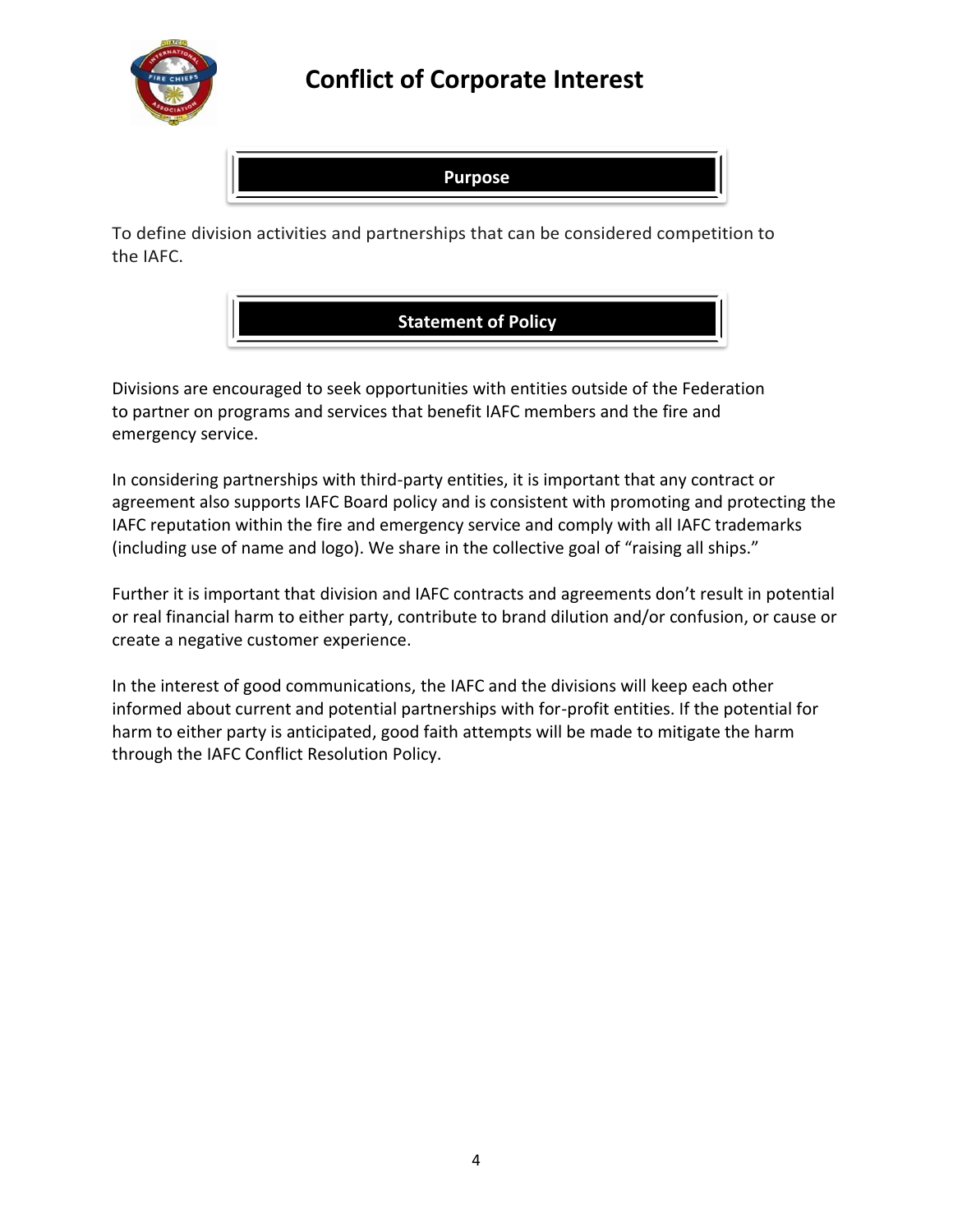# Conflict of Corporate Interest

## Purpose

To define division activities and partnerships that can be considered competition to the IAFC.

## Statement of Policy

Divisions are encouraged to seek opportunities with entities outside of the Federation to partner on programs and services that benefit IAFC members and the fire and emergency service.

In considering partnerships with third-party entities, it is important that any contract or agreement also supports IAFC Board policy and is consistent with promoting and protecting the IAFC reputation within the fire and emergency service and comply with all IAFC trademarks (including use of name and logo). We share in the collective goal of "raising all ships."

Further it is important that division and IAFC contracts and agreements don't result in potential or real financial harm to either party, contribute to brand dilution and/or confusion, or cause or create a negative customer experience.

In the interest of good communications, the IAFC and the divisions will keep each other informed about current and potential partnerships with for-profit entities. If the potential for harm to either party is anticipated, good faith attempts will be made to mitigate the harm through the IAFC Conflict Resolution Policy.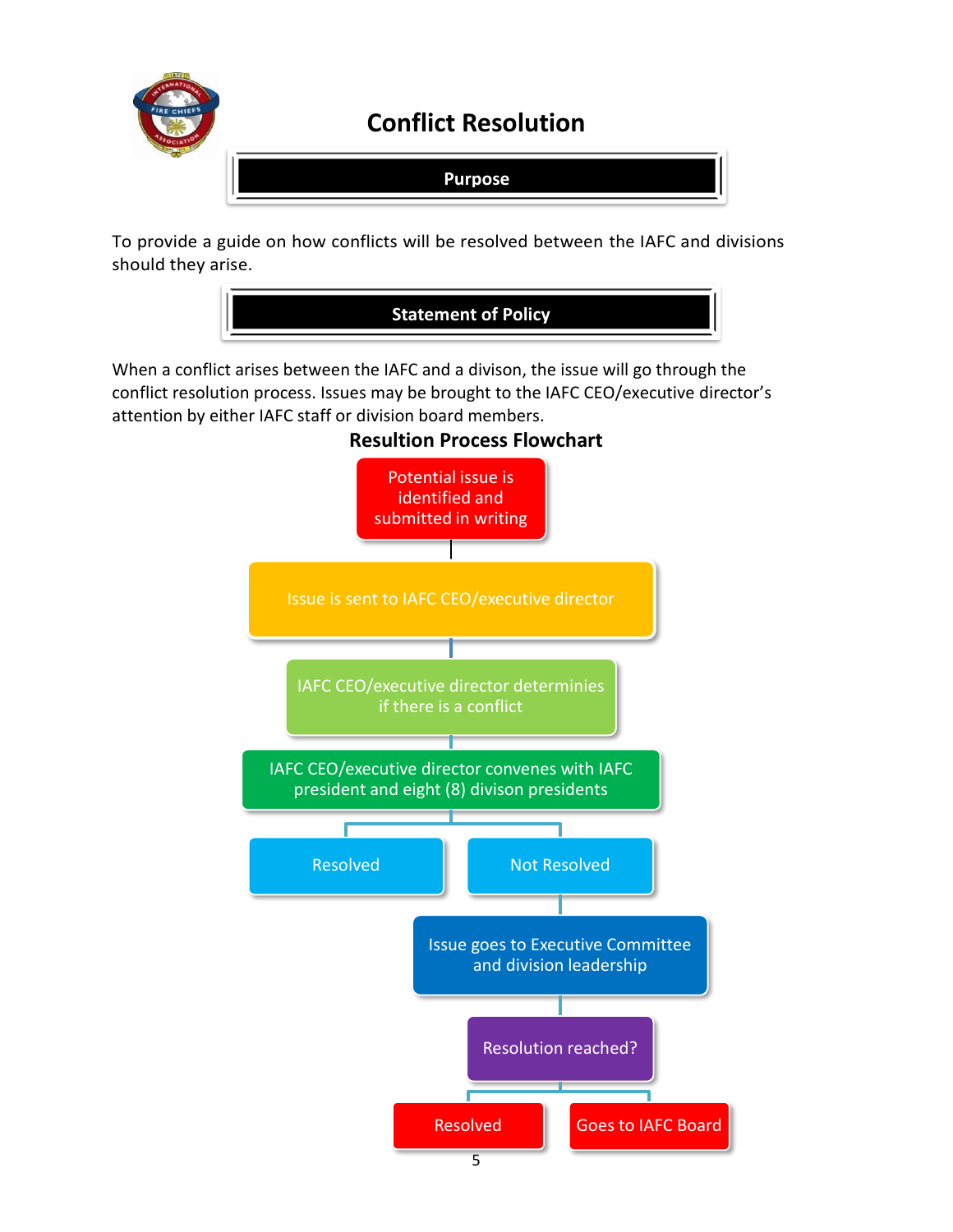# Conflict Resolution

## Purpose

To provide a guide on how conflicts will be resolved between the IAFC and divisions should they arise.

## Statement of Policy

When a conflict arises between the IAFC and a divison, the issue will go through the conflict resolution process. Issues may be brought to the IAFC CEO/executive director's attention by either IAFC staff or division board members.

### Resultion Process Flowchart

- Potential issue is identified and submitted in writing
- Issue is sent to IAFC CEO/executive director
- IAFC CEO/executive director determinies if there is a conflict
- IAFC CEO/executive director convenes with IAFC president and eight (8) divison presidents
  - Resolved
  - Not Resolved
    - Issue goes to Executive Committee and division leadership
    - Resolution reached?
      - Resolved
      - Goes to IAFC Board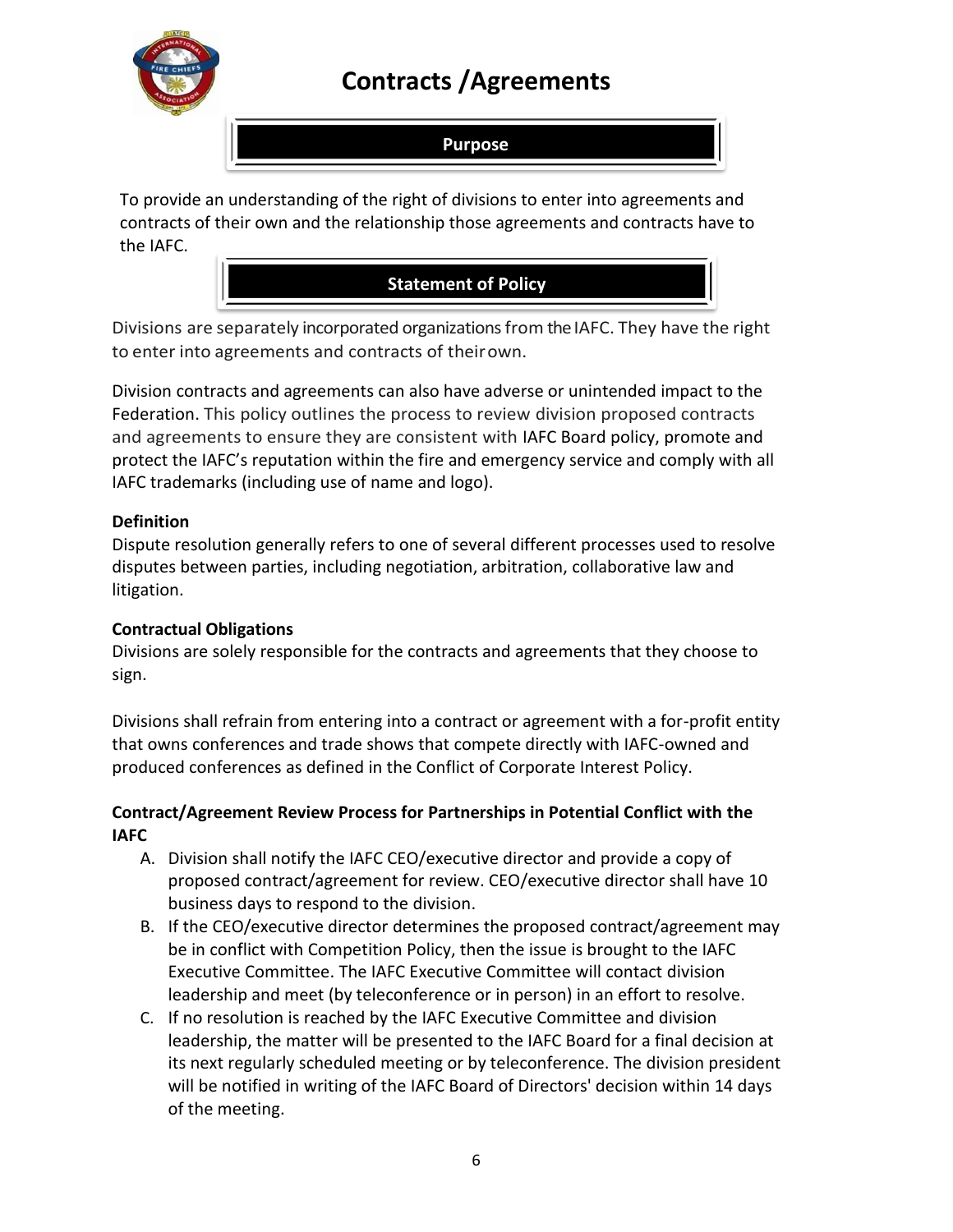# Contracts /Agreements

## Purpose

To provide an understanding of the right of divisions to enter into agreements and contracts of their own and the relationship those agreements and contracts have to the IAFC.

## Statement of Policy

Divisions are separately incorporated organizations from the IAFC. They have the right to enter into agreements and contracts of their own.

Division contracts and agreements can also have adverse or unintended impact to the Federation. This policy outlines the process to review division proposed contracts and agreements to ensure they are consistent with IAFC Board policy, promote and protect the IAFC's reputation within the fire and emergency service and comply with all IAFC trademarks (including use of name and logo).

**Definition**

Dispute resolution generally refers to one of several different processes used to resolve disputes between parties, including negotiation, arbitration, collaborative law and litigation.

**Contractual Obligations**

Divisions are solely responsible for the contracts and agreements that they choose to sign.

Divisions shall refrain from entering into a contract or agreement with a for-profit entity that owns conferences and trade shows that compete directly with IAFC-owned and produced conferences as defined in the Conflict of Corporate Interest Policy.

**Contract/Agreement Review Process for Partnerships in Potential Conflict with the IAFC**

A. Division shall notify the IAFC CEO/executive director and provide a copy of proposed contract/agreement for review. CEO/executive director shall have 10 business days to respond to the division.
B. If the CEO/executive director determines the proposed contract/agreement may be in conflict with Competition Policy, then the issue is brought to the IAFC Executive Committee. The IAFC Executive Committee will contact division leadership and meet (by teleconference or in person) in an effort to resolve.
C. If no resolution is reached by the IAFC Executive Committee and division leadership, the matter will be presented to the IAFC Board for a final decision at its next regularly scheduled meeting or by teleconference. The division president will be notified in writing of the IAFC Board of Directors' decision within 14 days of the meeting.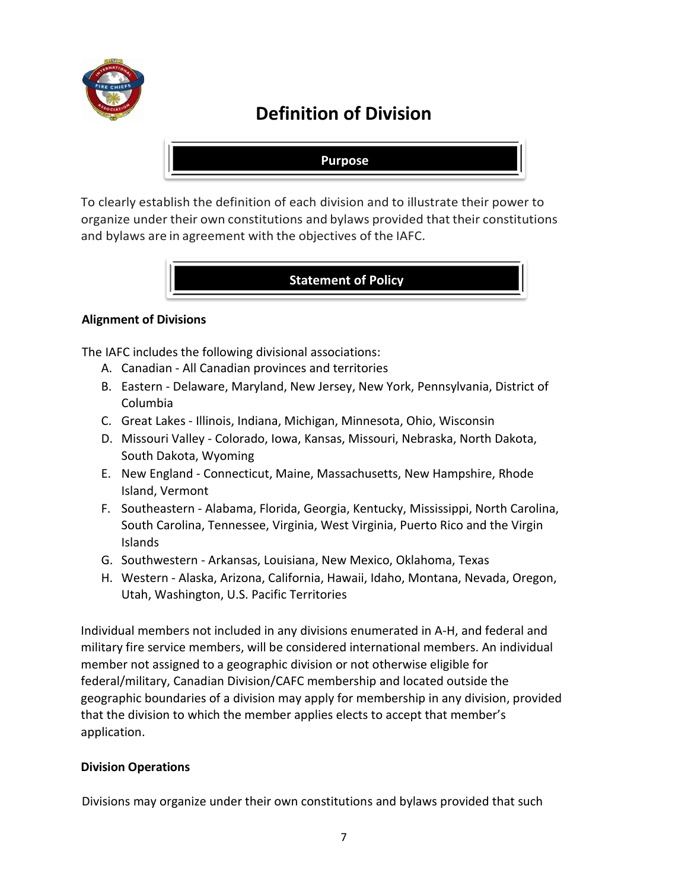# Definition of Division

## Purpose

To clearly establish the definition of each division and to illustrate their power to organize under their own constitutions and bylaws provided that their constitutions and bylaws are in agreement with the objectives of the IAFC.

## Statement of Policy

**Alignment of Divisions**

The IAFC includes the following divisional associations:

A. Canadian - All Canadian provinces and territories
B. Eastern - Delaware, Maryland, New Jersey, New York, Pennsylvania, District of Columbia
C. Great Lakes - Illinois, Indiana, Michigan, Minnesota, Ohio, Wisconsin
D. Missouri Valley - Colorado, Iowa, Kansas, Missouri, Nebraska, North Dakota, South Dakota, Wyoming
E. New England - Connecticut, Maine, Massachusetts, New Hampshire, Rhode Island, Vermont
F. Southeastern - Alabama, Florida, Georgia, Kentucky, Mississippi, North Carolina, South Carolina, Tennessee, Virginia, West Virginia, Puerto Rico and the Virgin Islands
G. Southwestern - Arkansas, Louisiana, New Mexico, Oklahoma, Texas
H. Western - Alaska, Arizona, California, Hawaii, Idaho, Montana, Nevada, Oregon, Utah, Washington, U.S. Pacific Territories

Individual members not included in any divisions enumerated in A-H, and federal and military fire service members, will be considered international members. An individual member not assigned to a geographic division or not otherwise eligible for federal/military, Canadian Division/CAFC membership and located outside the geographic boundaries of a division may apply for membership in any division, provided that the division to which the member applies elects to accept that member's application.

**Division Operations**

Divisions may organize under their own constitutions and bylaws provided that such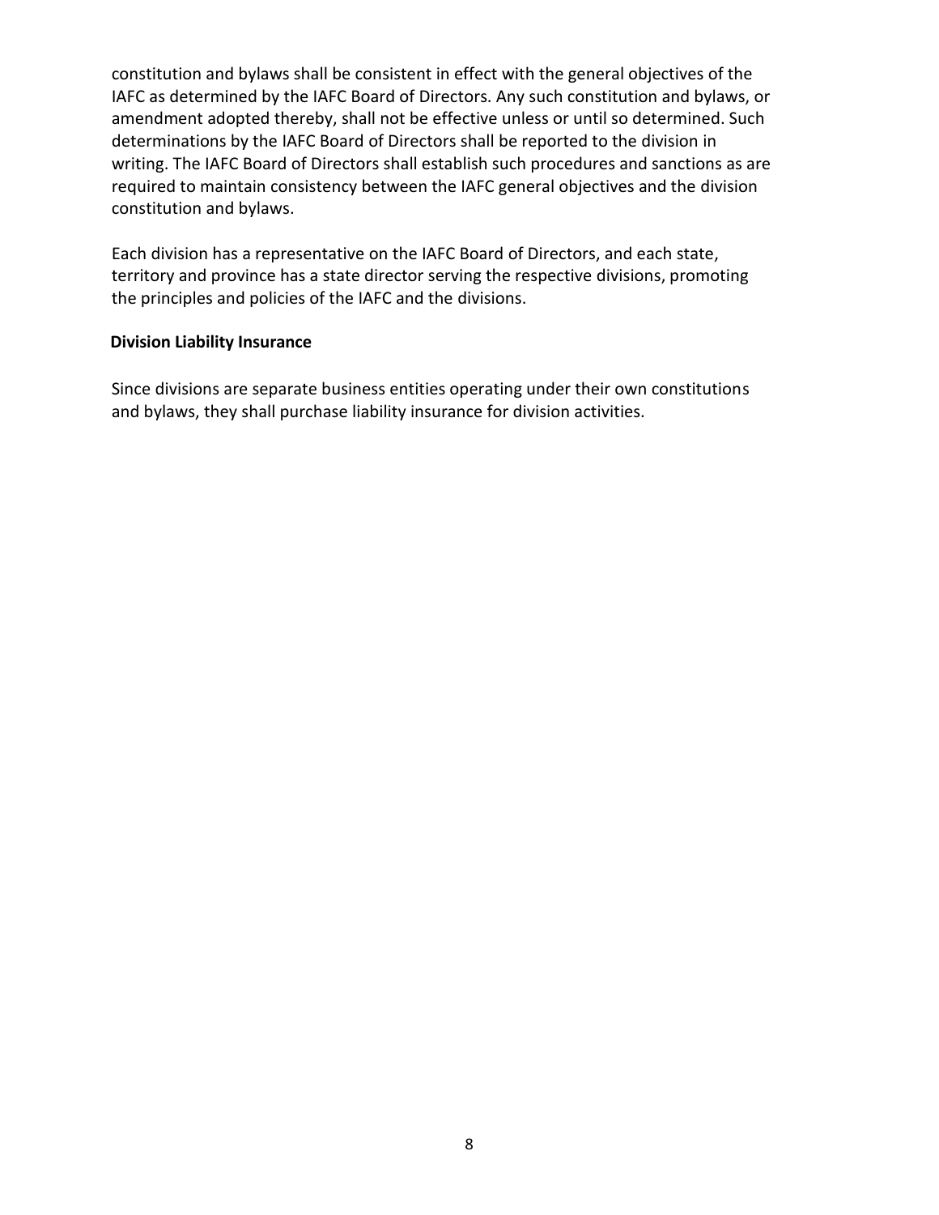constitution and bylaws shall be consistent in effect with the general objectives of the IAFC as determined by the IAFC Board of Directors. Any such constitution and bylaws, or amendment adopted thereby, shall not be effective unless or until so determined. Such determinations by the IAFC Board of Directors shall be reported to the division in writing. The IAFC Board of Directors shall establish such procedures and sanctions as are required to maintain consistency between the IAFC general objectives and the division constitution and bylaws.

Each division has a representative on the IAFC Board of Directors, and each state, territory and province has a state director serving the respective divisions, promoting the principles and policies of the IAFC and the divisions.

**Division Liability Insurance**

Since divisions are separate business entities operating under their own constitutions and bylaws, they shall purchase liability insurance for division activities.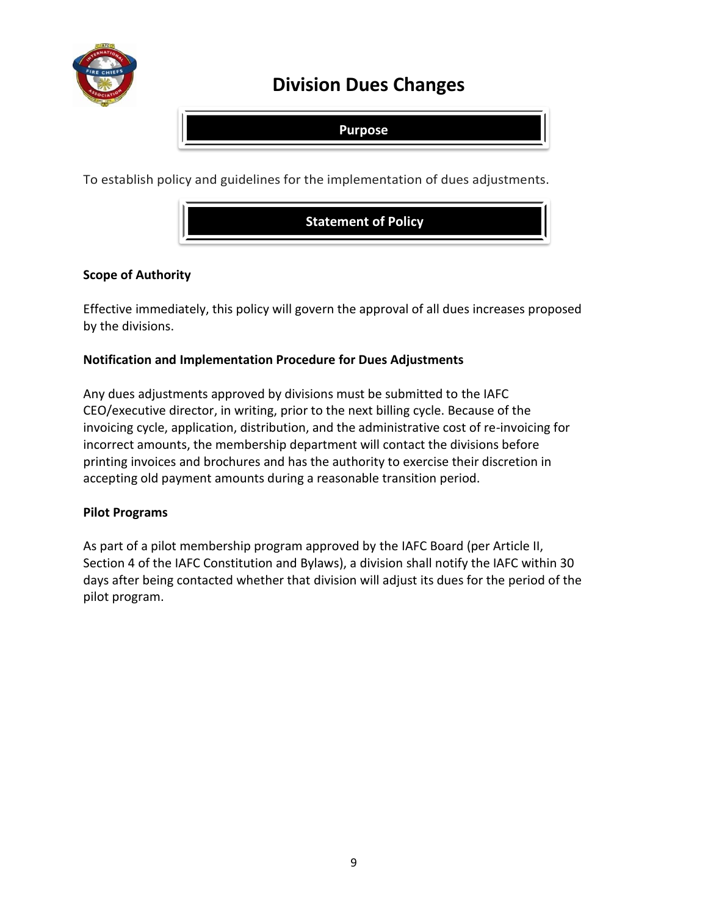# Division Dues Changes

## Purpose

To establish policy and guidelines for the implementation of dues adjustments.

## Statement of Policy

**Scope of Authority**

Effective immediately, this policy will govern the approval of all dues increases proposed by the divisions.

**Notification and Implementation Procedure for Dues Adjustments**

Any dues adjustments approved by divisions must be submitted to the IAFC CEO/executive director, in writing, prior to the next billing cycle. Because of the invoicing cycle, application, distribution, and the administrative cost of re-invoicing for incorrect amounts, the membership department will contact the divisions before printing invoices and brochures and has the authority to exercise their discretion in accepting old payment amounts during a reasonable transition period.

**Pilot Programs**

As part of a pilot membership program approved by the IAFC Board (per Article II, Section 4 of the IAFC Constitution and Bylaws), a division shall notify the IAFC within 30 days after being contacted whether that division will adjust its dues for the period of the pilot program.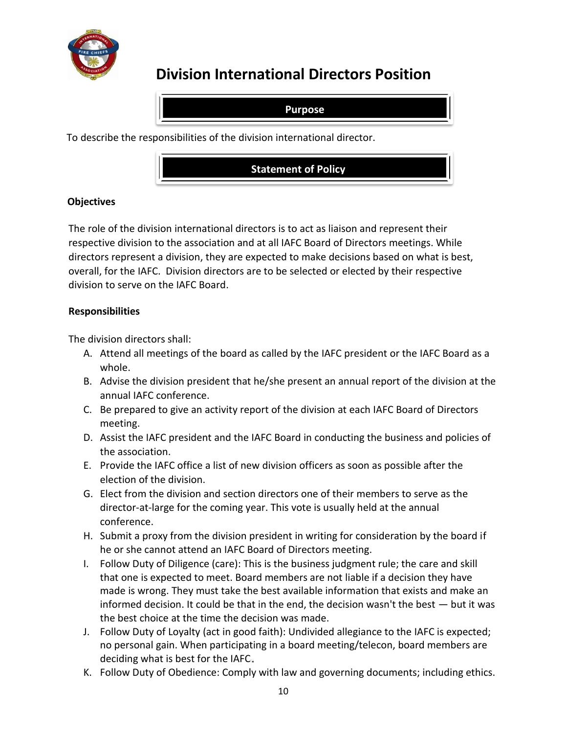# Division International Directors Position

## Purpose

To describe the responsibilities of the division international director.

## Statement of Policy

**Objectives**

The role of the division international directors is to act as liaison and represent their respective division to the association and at all IAFC Board of Directors meetings. While directors represent a division, they are expected to make decisions based on what is best, overall, for the IAFC. Division directors are to be selected or elected by their respective division to serve on the IAFC Board.

**Responsibilities**

The division directors shall:

A. Attend all meetings of the board as called by the IAFC president or the IAFC Board as a whole.
B. Advise the division president that he/she present an annual report of the division at the annual IAFC conference.
C. Be prepared to give an activity report of the division at each IAFC Board of Directors meeting.
D. Assist the IAFC president and the IAFC Board in conducting the business and policies of the association.
E. Provide the IAFC office a list of new division officers as soon as possible after the election of the division.
G. Elect from the division and section directors one of their members to serve as the director-at-large for the coming year. This vote is usually held at the annual conference.
H. Submit a proxy from the division president in writing for consideration by the board if he or she cannot attend an IAFC Board of Directors meeting.
I. Follow Duty of Diligence (care): This is the business judgment rule; the care and skill that one is expected to meet. Board members are not liable if a decision they have made is wrong. They must take the best available information that exists and make an informed decision. It could be that in the end, the decision wasn't the best — but it was the best choice at the time the decision was made.
J. Follow Duty of Loyalty (act in good faith): Undivided allegiance to the IAFC is expected; no personal gain. When participating in a board meeting/telecon, board members are deciding what is best for the IAFC.
K. Follow Duty of Obedience: Comply with law and governing documents; including ethics.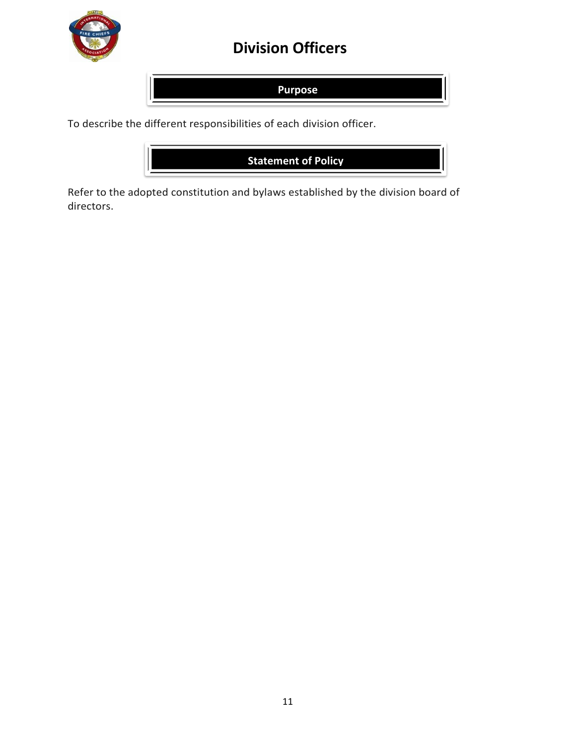# Division Officers

## Purpose

To describe the different responsibilities of each division officer.

## Statement of Policy

Refer to the adopted constitution and bylaws established by the division board of directors.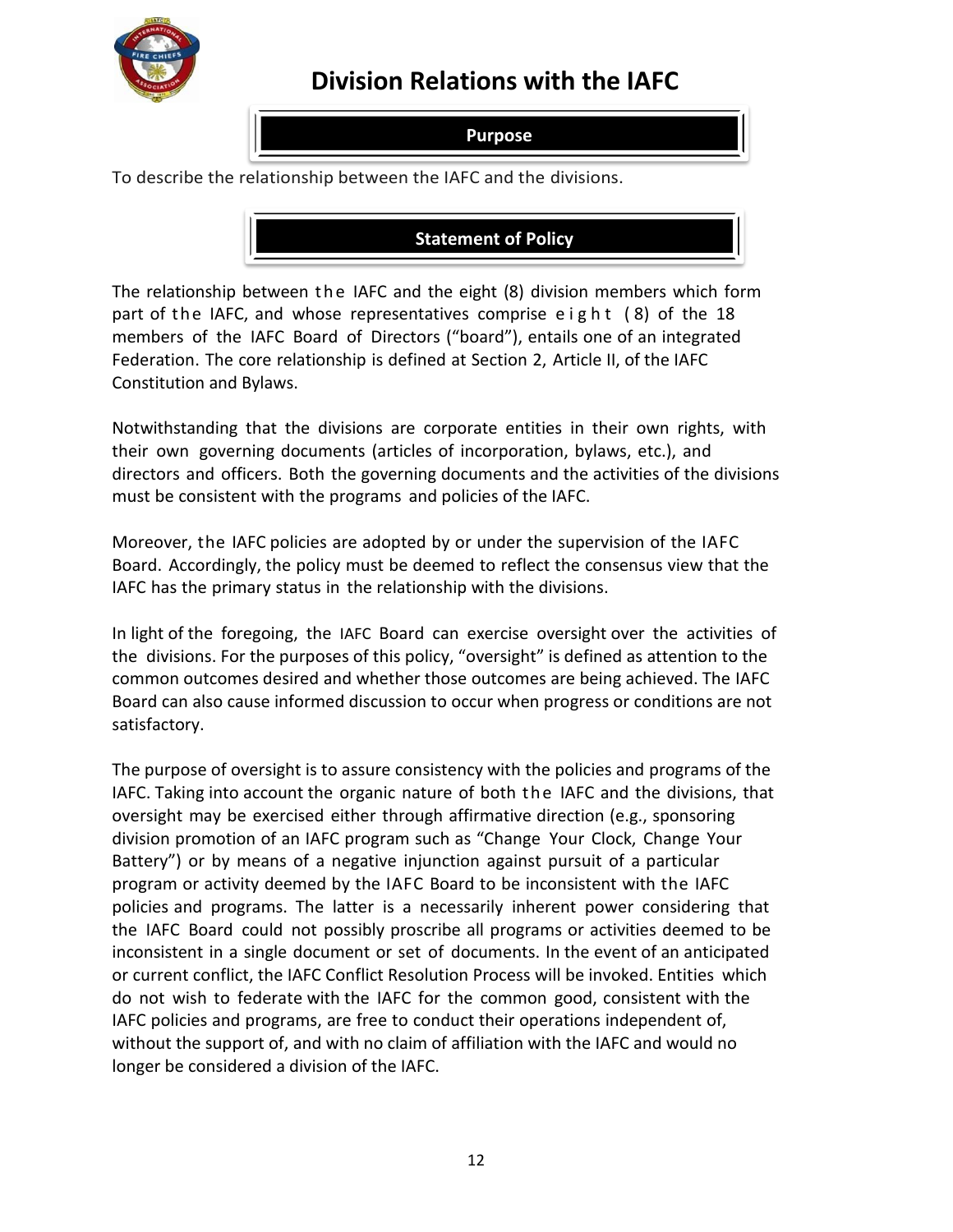# Division Relations with the IAFC

## Purpose

To describe the relationship between the IAFC and the divisions.

## Statement of Policy

The relationship between the IAFC and the eight (8) division members which form part of the IAFC, and whose representatives comprise eight (8) of the 18 members of the IAFC Board of Directors ("board"), entails one of an integrated Federation. The core relationship is defined at Section 2, Article II, of the IAFC Constitution and Bylaws.

Notwithstanding that the divisions are corporate entities in their own rights, with their own governing documents (articles of incorporation, bylaws, etc.), and directors and officers. Both the governing documents and the activities of the divisions must be consistent with the programs and policies of the IAFC.

Moreover, the IAFC policies are adopted by or under the supervision of the IAFC Board. Accordingly, the policy must be deemed to reflect the consensus view that the IAFC has the primary status in the relationship with the divisions.

In light of the foregoing, the IAFC Board can exercise oversight over the activities of the divisions. For the purposes of this policy, "oversight" is defined as attention to the common outcomes desired and whether those outcomes are being achieved. The IAFC Board can also cause informed discussion to occur when progress or conditions are not satisfactory.

The purpose of oversight is to assure consistency with the policies and programs of the IAFC. Taking into account the organic nature of both the IAFC and the divisions, that oversight may be exercised either through affirmative direction (e.g., sponsoring division promotion of an IAFC program such as "Change Your Clock, Change Your Battery") or by means of a negative injunction against pursuit of a particular program or activity deemed by the IAFC Board to be inconsistent with the IAFC policies and programs. The latter is a necessarily inherent power considering that the IAFC Board could not possibly proscribe all programs or activities deemed to be inconsistent in a single document or set of documents. In the event of an anticipated or current conflict, the IAFC Conflict Resolution Process will be invoked. Entities which do not wish to federate with the IAFC for the common good, consistent with the IAFC policies and programs, are free to conduct their operations independent of, without the support of, and with no claim of affiliation with the IAFC and would no longer be considered a division of the IAFC.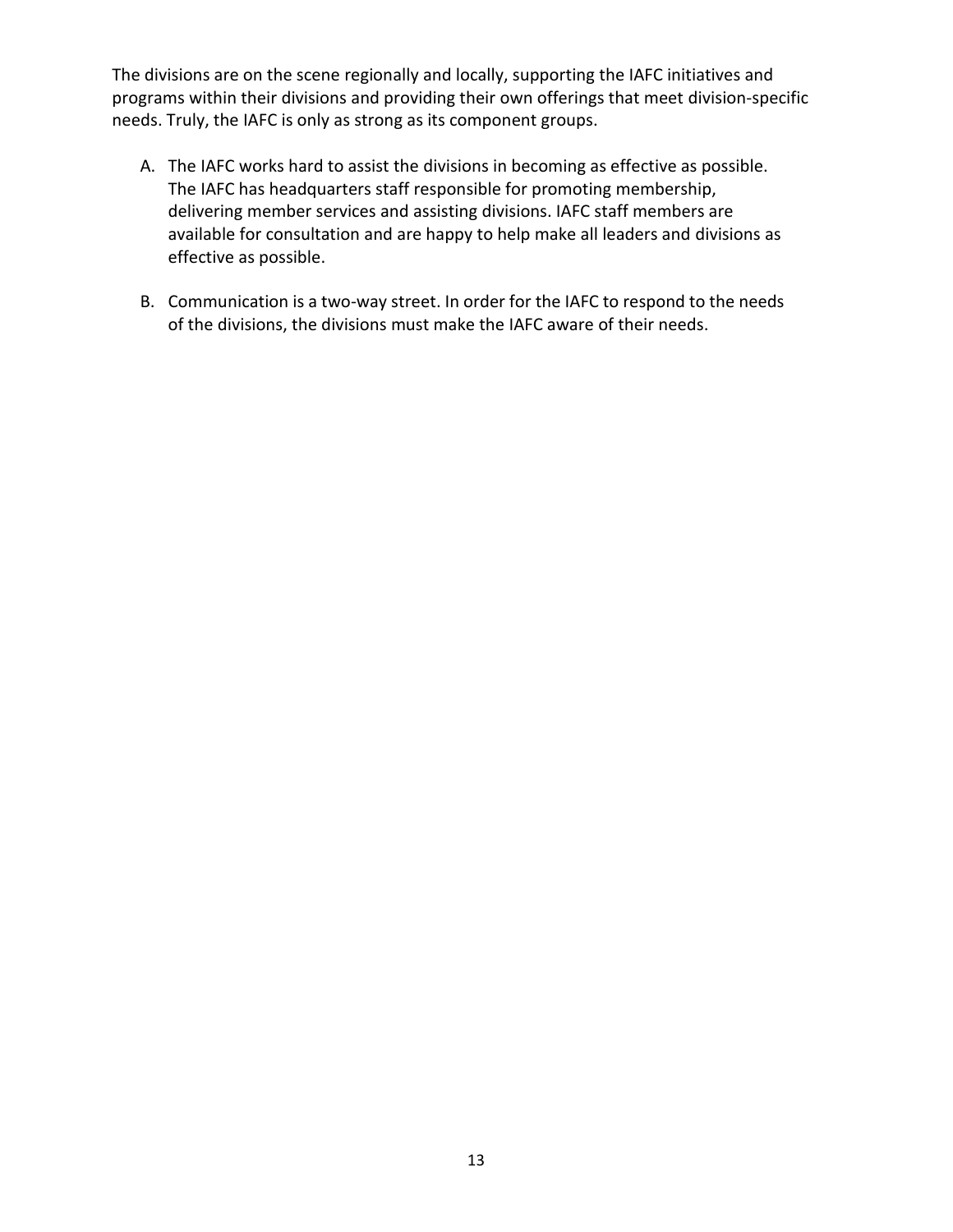The divisions are on the scene regionally and locally, supporting the IAFC initiatives and programs within their divisions and providing their own offerings that meet division-specific needs. Truly, the IAFC is only as strong as its component groups.

A. The IAFC works hard to assist the divisions in becoming as effective as possible. The IAFC has headquarters staff responsible for promoting membership, delivering member services and assisting divisions. IAFC staff members are available for consultation and are happy to help make all leaders and divisions as effective as possible.

B. Communication is a two-way street. In order for the IAFC to respond to the needs of the divisions, the divisions must make the IAFC aware of their needs.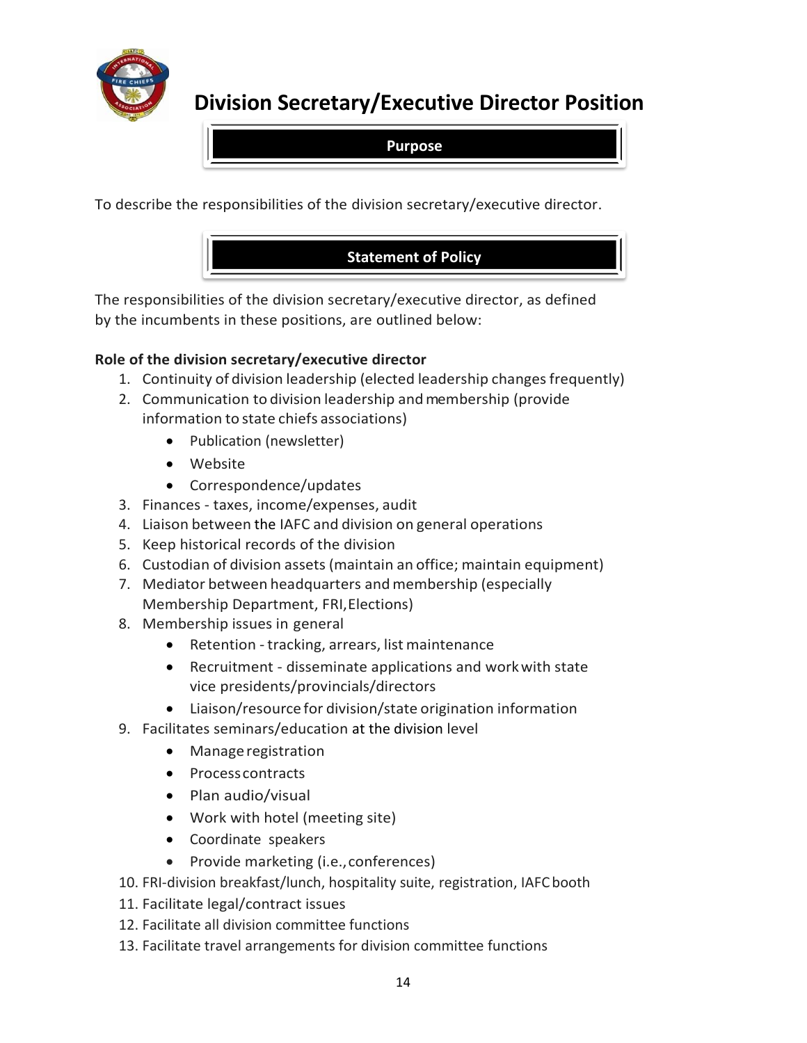# Division Secretary/Executive Director Position

## Purpose

To describe the responsibilities of the division secretary/executive director.

## Statement of Policy

The responsibilities of the division secretary/executive director, as defined by the incumbents in these positions, are outlined below:

**Role of the division secretary/executive director**

1. Continuity of division leadership (elected leadership changes frequently)
2. Communication to division leadership and membership (provide information to state chiefs associations)
    - Publication (newsletter)
    - Website
    - Correspondence/updates
3. Finances - taxes, income/expenses, audit
4. Liaison between the IAFC and division on general operations
5. Keep historical records of the division
6. Custodian of division assets (maintain an office; maintain equipment)
7. Mediator between headquarters and membership (especially Membership Department, FRI, Elections)
8. Membership issues in general
    - Retention - tracking, arrears, list maintenance
    - Recruitment - disseminate applications and work with state vice presidents/provincials/directors
    - Liaison/resource for division/state origination information
9. Facilitates seminars/education at the division level
    - Manage registration
    - Process contracts
    - Plan audio/visual
    - Work with hotel (meeting site)
    - Coordinate speakers
    - Provide marketing (i.e., conferences)
10. FRI-division breakfast/lunch, hospitality suite, registration, IAFC booth
11. Facilitate legal/contract issues
12. Facilitate all division committee functions
13. Facilitate travel arrangements for division committee functions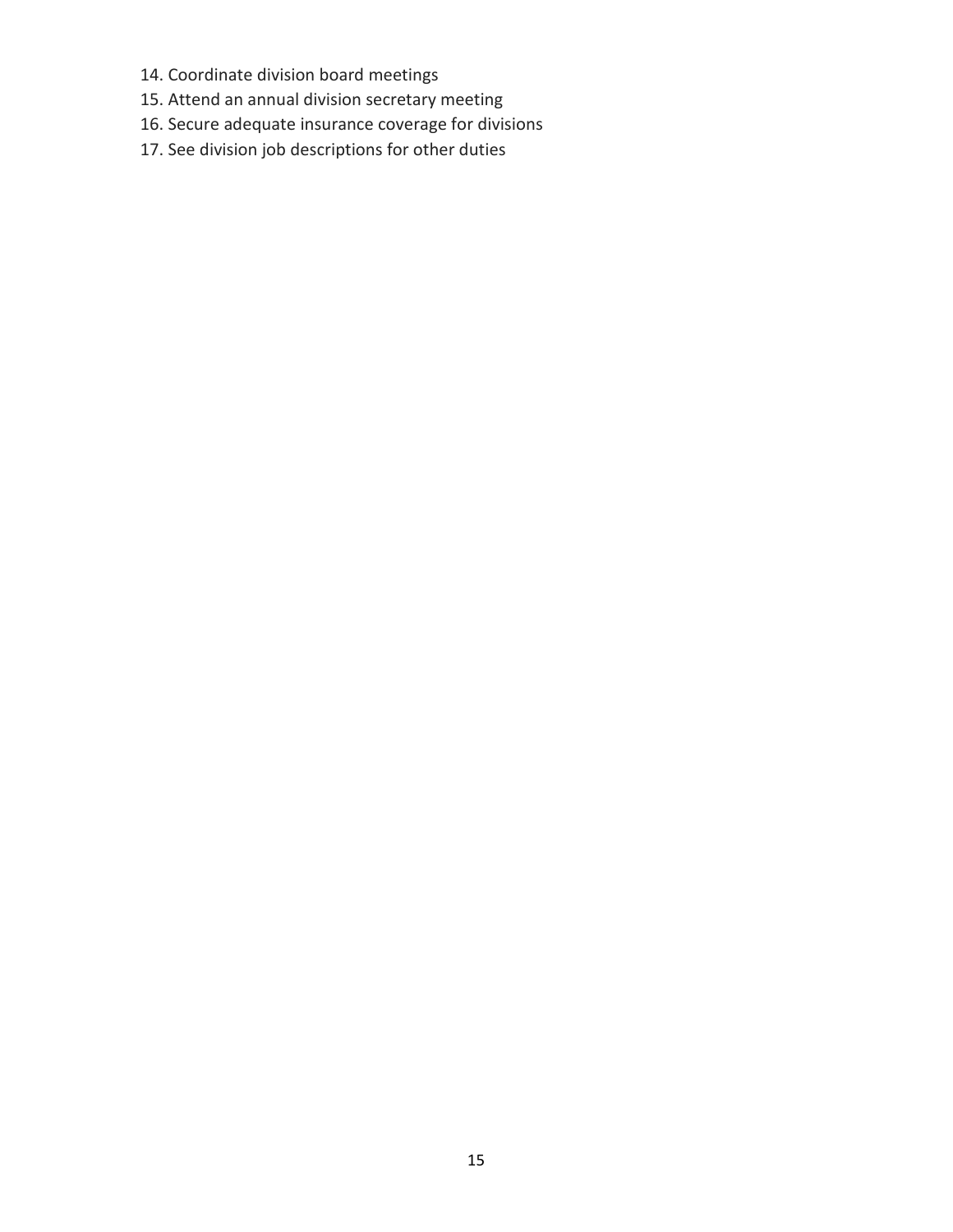14. Coordinate division board meetings
15. Attend an annual division secretary meeting
16. Secure adequate insurance coverage for divisions
17. See division job descriptions for other duties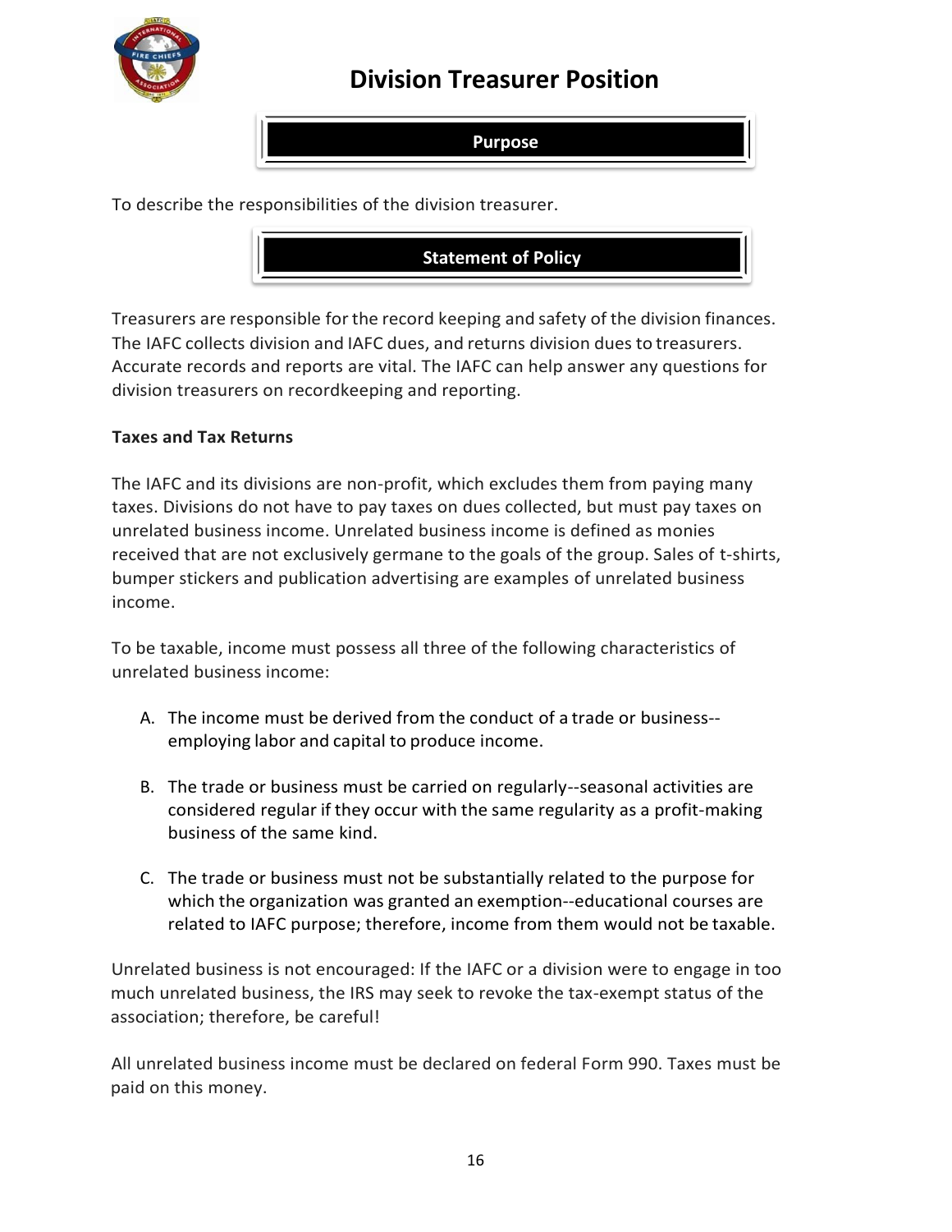# Division Treasurer Position

## Purpose

To describe the responsibilities of the division treasurer.

## Statement of Policy

Treasurers are responsible for the record keeping and safety of the division finances. The IAFC collects division and IAFC dues, and returns division dues to treasurers. Accurate records and reports are vital. The IAFC can help answer any questions for division treasurers on recordkeeping and reporting.

**Taxes and Tax Returns**

The IAFC and its divisions are non-profit, which excludes them from paying many taxes. Divisions do not have to pay taxes on dues collected, but must pay taxes on unrelated business income. Unrelated business income is defined as monies received that are not exclusively germane to the goals of the group. Sales of t-shirts, bumper stickers and publication advertising are examples of unrelated business income.

To be taxable, income must possess all three of the following characteristics of unrelated business income:

A. The income must be derived from the conduct of a trade or business--employing labor and capital to produce income.

B. The trade or business must be carried on regularly--seasonal activities are considered regular if they occur with the same regularity as a profit-making business of the same kind.

C. The trade or business must not be substantially related to the purpose for which the organization was granted an exemption--educational courses are related to IAFC purpose; therefore, income from them would not be taxable.

Unrelated business is not encouraged: If the IAFC or a division were to engage in too much unrelated business, the IRS may seek to revoke the tax-exempt status of the association; therefore, be careful!

All unrelated business income must be declared on federal Form 990. Taxes must be paid on this money.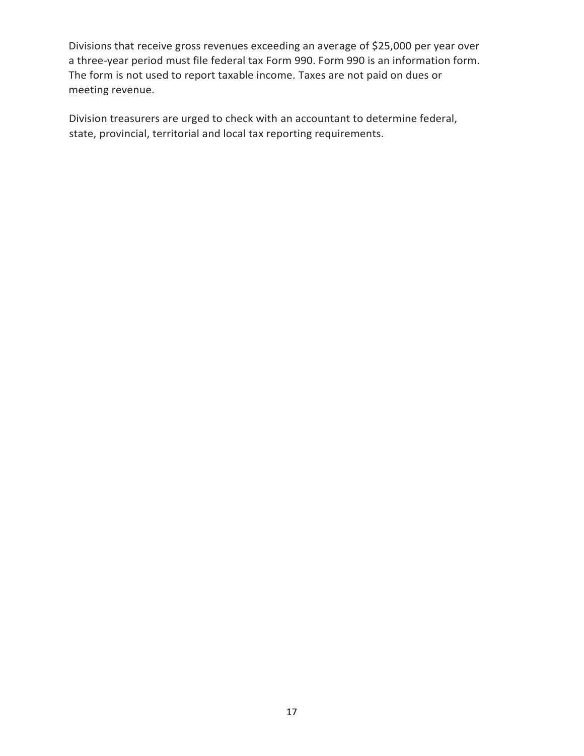Divisions that receive gross revenues exceeding an average of $25,000 per year over a three-year period must file federal tax Form 990. Form 990 is an information form. The form is not used to report taxable income. Taxes are not paid on dues or meeting revenue.

Division treasurers are urged to check with an accountant to determine federal, state, provincial, territorial and local tax reporting requirements.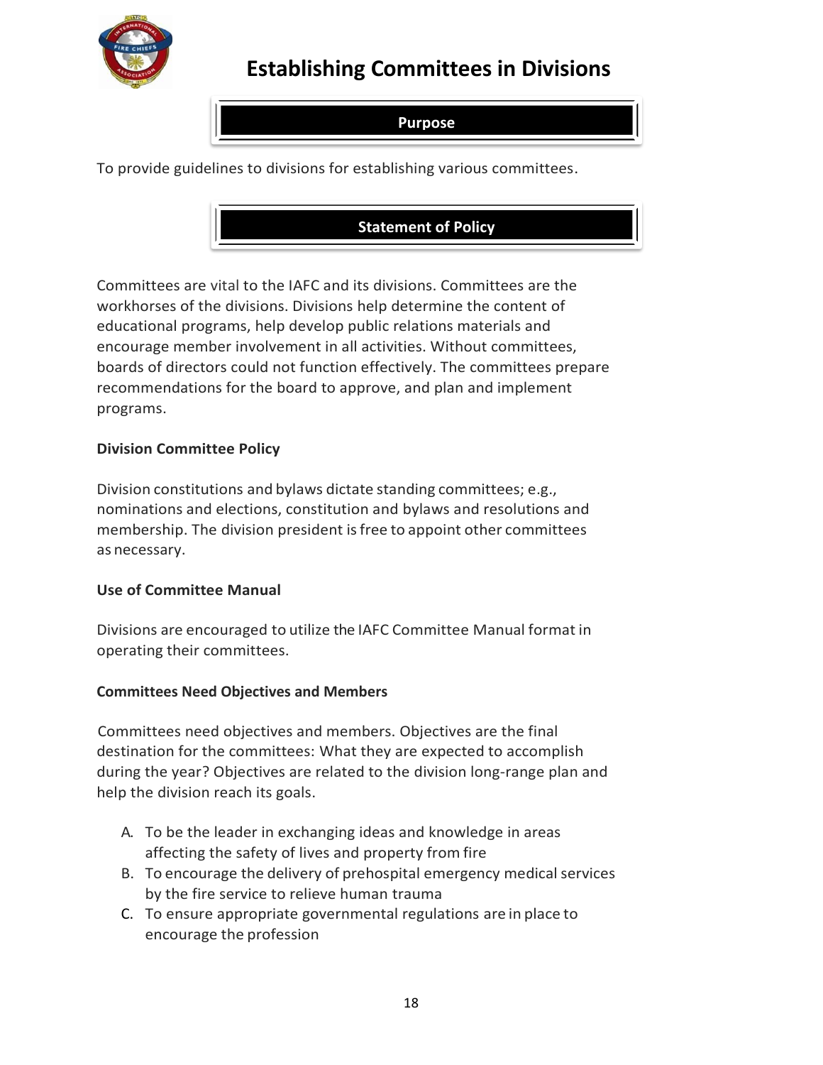# Establishing Committees in Divisions

## Purpose

To provide guidelines to divisions for establishing various committees.

## Statement of Policy

Committees are vital to the IAFC and its divisions. Committees are the workhorses of the divisions. Divisions help determine the content of educational programs, help develop public relations materials and encourage member involvement in all activities. Without committees, boards of directors could not function effectively. The committees prepare recommendations for the board to approve, and plan and implement programs.

**Division Committee Policy**

Division constitutions and bylaws dictate standing committees; e.g., nominations and elections, constitution and bylaws and resolutions and membership. The division president is free to appoint other committees as necessary.

**Use of Committee Manual**

Divisions are encouraged to utilize the IAFC Committee Manual format in operating their committees.

**Committees Need Objectives and Members**

Committees need objectives and members. Objectives are the final destination for the committees: What they are expected to accomplish during the year? Objectives are related to the division long-range plan and help the division reach its goals.

A. To be the leader in exchanging ideas and knowledge in areas affecting the safety of lives and property from fire
B. To encourage the delivery of prehospital emergency medical services by the fire service to relieve human trauma
C. To ensure appropriate governmental regulations are in place to encourage the profession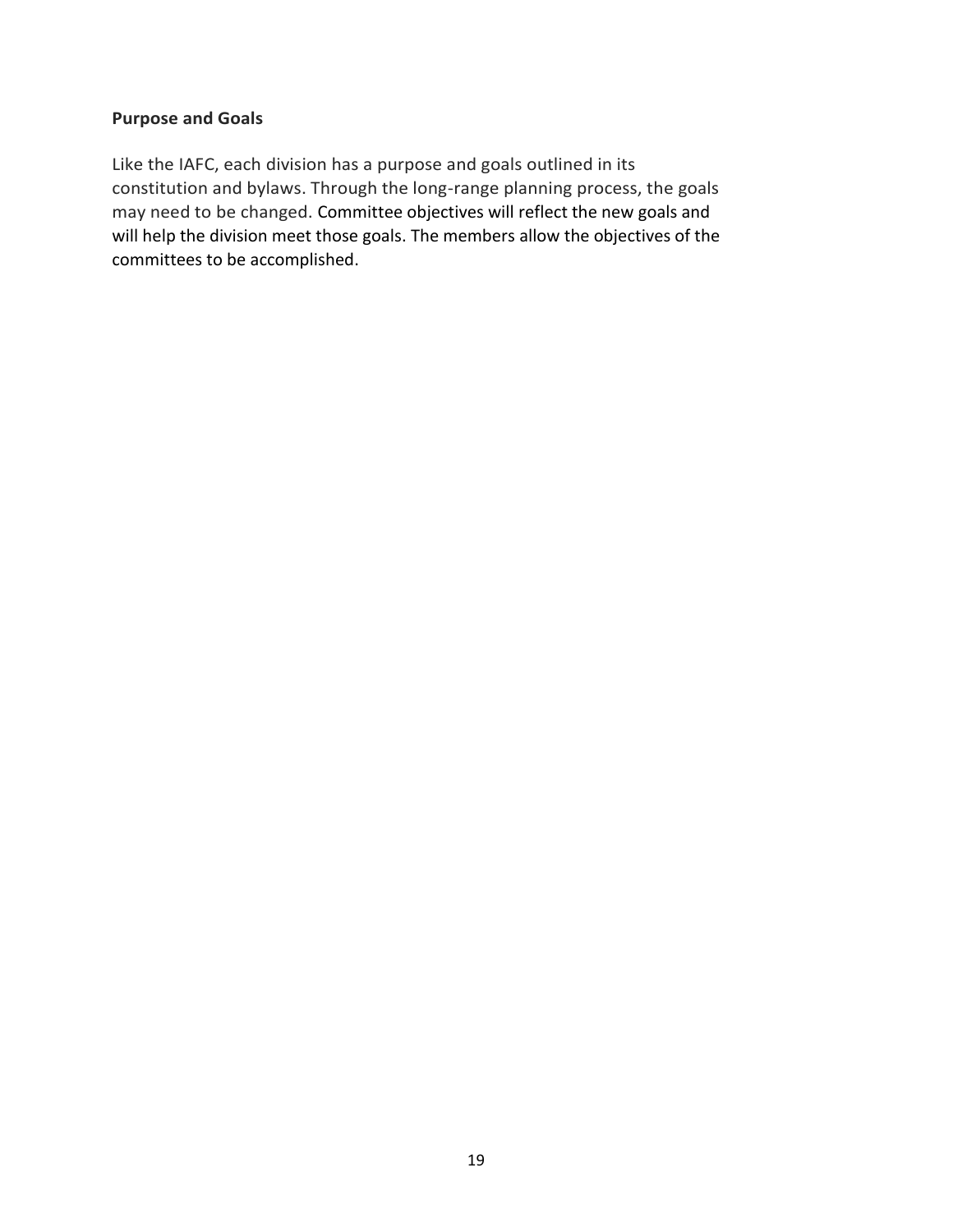### Purpose and Goals

Like the IAFC, each division has a purpose and goals outlined in its constitution and bylaws. Through the long-range planning process, the goals may need to be changed. Committee objectives will reflect the new goals and will help the division meet those goals. The members allow the objectives of the committees to be accomplished.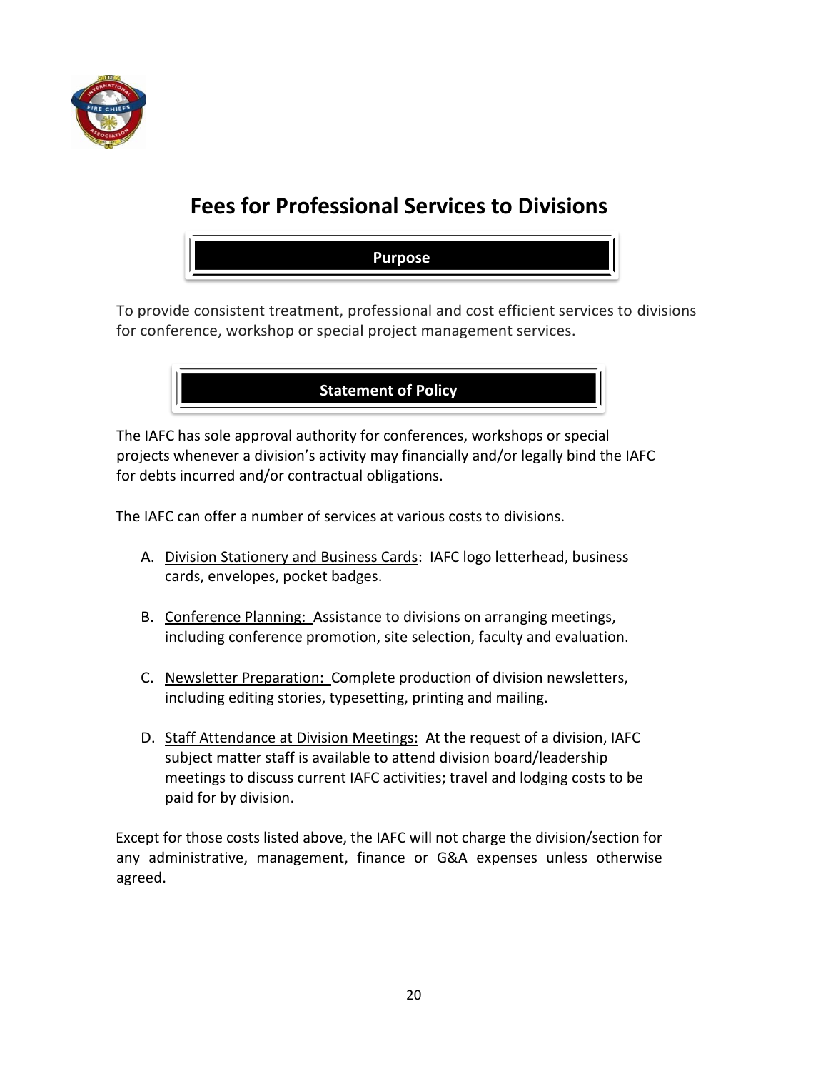# Fees for Professional Services to Divisions

## Purpose

To provide consistent treatment, professional and cost efficient services to divisions for conference, workshop or special project management services.

## Statement of Policy

The IAFC has sole approval authority for conferences, workshops or special projects whenever a division's activity may financially and/or legally bind the IAFC for debts incurred and/or contractual obligations.

The IAFC can offer a number of services at various costs to divisions.

A. <u>Division Stationery and Business Cards</u>: IAFC logo letterhead, business cards, envelopes, pocket badges.

B. <u>Conference Planning:</u> Assistance to divisions on arranging meetings, including conference promotion, site selection, faculty and evaluation.

C. <u>Newsletter Preparation:</u> Complete production of division newsletters, including editing stories, typesetting, printing and mailing.

D. <u>Staff Attendance at Division Meetings:</u> At the request of a division, IAFC subject matter staff is available to attend division board/leadership meetings to discuss current IAFC activities; travel and lodging costs to be paid for by division.

Except for those costs listed above, the IAFC will not charge the division/section for any administrative, management, finance or G&A expenses unless otherwise agreed.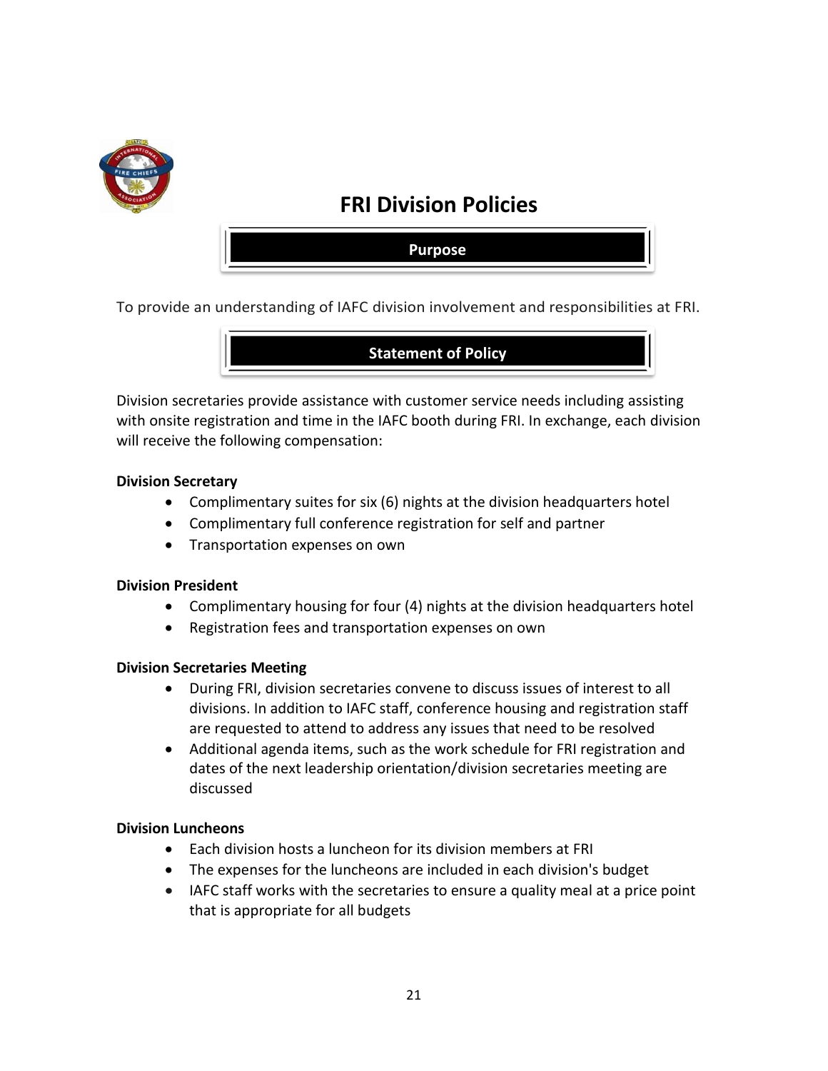# FRI Division Policies

## Purpose

To provide an understanding of IAFC division involvement and responsibilities at FRI.

## Statement of Policy

Division secretaries provide assistance with customer service needs including assisting with onsite registration and time in the IAFC booth during FRI. In exchange, each division will receive the following compensation:

**Division Secretary**

- Complimentary suites for six (6) nights at the division headquarters hotel
- Complimentary full conference registration for self and partner
- Transportation expenses on own

**Division President**

- Complimentary housing for four (4) nights at the division headquarters hotel
- Registration fees and transportation expenses on own

**Division Secretaries Meeting**

- During FRI, division secretaries convene to discuss issues of interest to all divisions. In addition to IAFC staff, conference housing and registration staff are requested to attend to address any issues that need to be resolved
- Additional agenda items, such as the work schedule for FRI registration and dates of the next leadership orientation/division secretaries meeting are discussed

**Division Luncheons**

- Each division hosts a luncheon for its division members at FRI
- The expenses for the luncheons are included in each division's budget
- IAFC staff works with the secretaries to ensure a quality meal at a price point that is appropriate for all budgets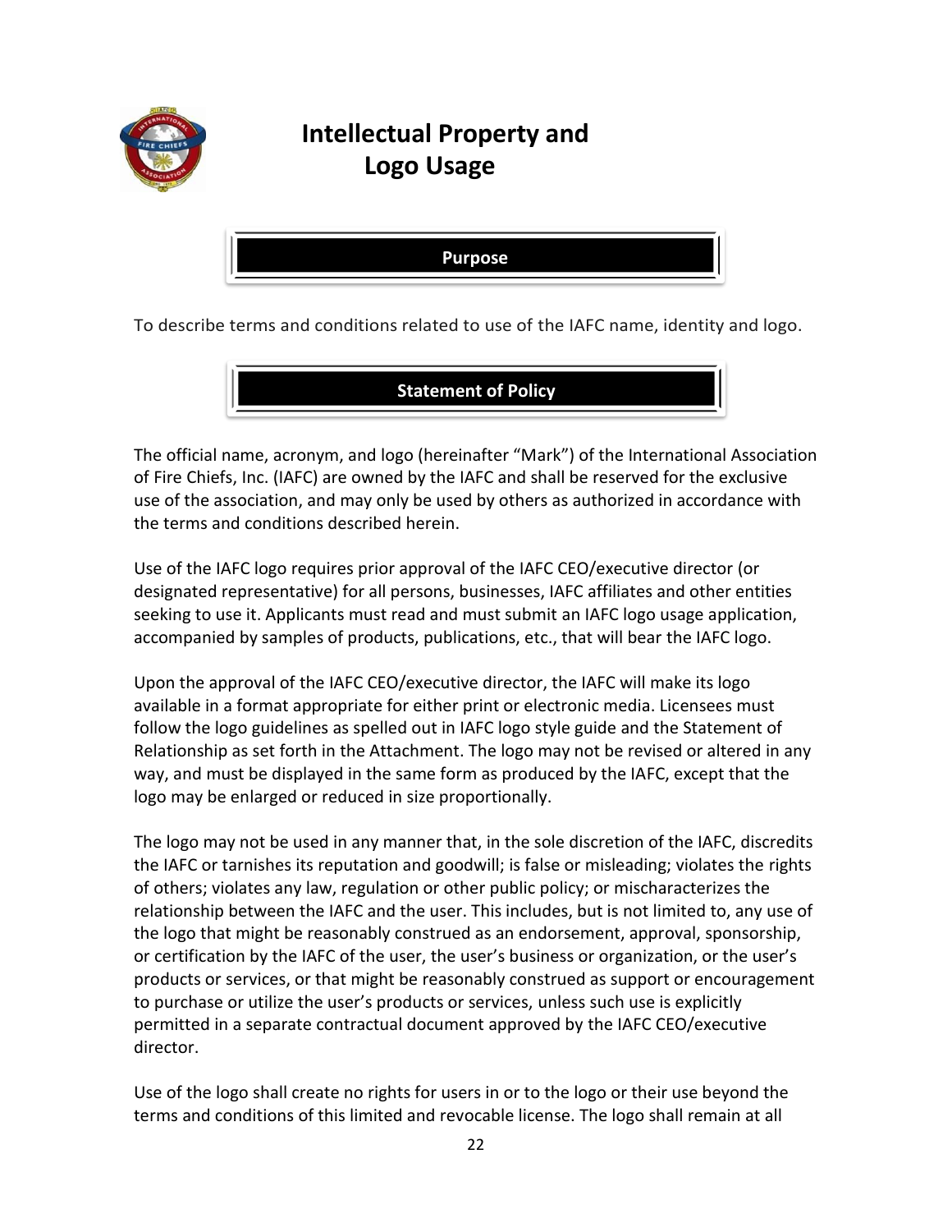# Intellectual Property and Logo Usage

## Purpose

To describe terms and conditions related to use of the IAFC name, identity and logo.

## Statement of Policy

The official name, acronym, and logo (hereinafter "Mark") of the International Association of Fire Chiefs, Inc. (IAFC) are owned by the IAFC and shall be reserved for the exclusive use of the association, and may only be used by others as authorized in accordance with the terms and conditions described herein.

Use of the IAFC logo requires prior approval of the IAFC CEO/executive director (or designated representative) for all persons, businesses, IAFC affiliates and other entities seeking to use it. Applicants must read and must submit an IAFC logo usage application, accompanied by samples of products, publications, etc., that will bear the IAFC logo.

Upon the approval of the IAFC CEO/executive director, the IAFC will make its logo available in a format appropriate for either print or electronic media. Licensees must follow the logo guidelines as spelled out in IAFC logo style guide and the Statement of Relationship as set forth in the Attachment. The logo may not be revised or altered in any way, and must be displayed in the same form as produced by the IAFC, except that the logo may be enlarged or reduced in size proportionally.

The logo may not be used in any manner that, in the sole discretion of the IAFC, discredits the IAFC or tarnishes its reputation and goodwill; is false or misleading; violates the rights of others; violates any law, regulation or other public policy; or mischaracterizes the relationship between the IAFC and the user. This includes, but is not limited to, any use of the logo that might be reasonably construed as an endorsement, approval, sponsorship, or certification by the IAFC of the user, the user's business or organization, or the user's products or services, or that might be reasonably construed as support or encouragement to purchase or utilize the user's products or services, unless such use is explicitly permitted in a separate contractual document approved by the IAFC CEO/executive director.

Use of the logo shall create no rights for users in or to the logo or their use beyond the terms and conditions of this limited and revocable license. The logo shall remain at all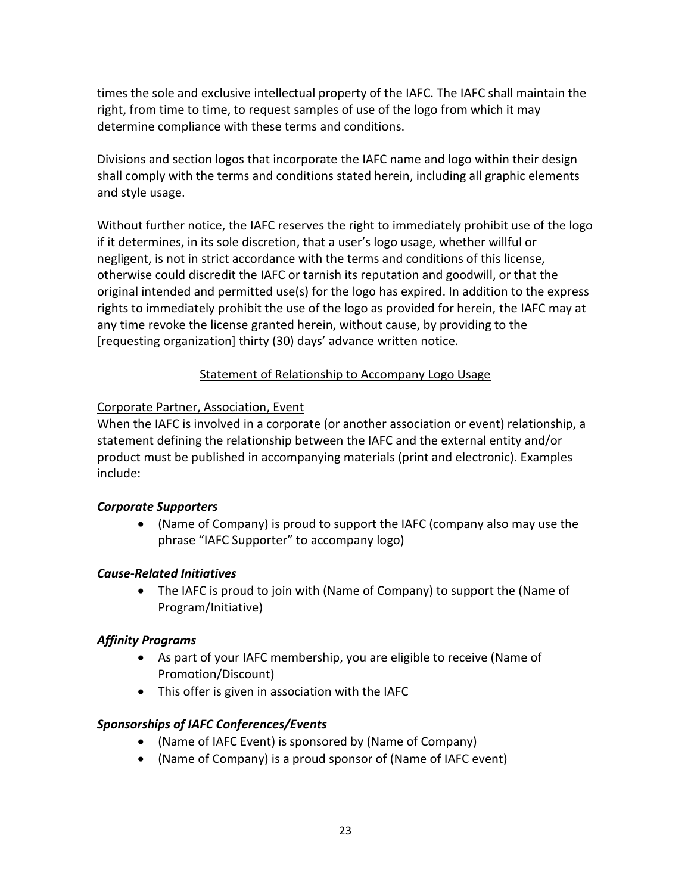times the sole and exclusive intellectual property of the IAFC. The IAFC shall maintain the right, from time to time, to request samples of use of the logo from which it may determine compliance with these terms and conditions.

Divisions and section logos that incorporate the IAFC name and logo within their design shall comply with the terms and conditions stated herein, including all graphic elements and style usage.

Without further notice, the IAFC reserves the right to immediately prohibit use of the logo if it determines, in its sole discretion, that a user's logo usage, whether willful or negligent, is not in strict accordance with the terms and conditions of this license, otherwise could discredit the IAFC or tarnish its reputation and goodwill, or that the original intended and permitted use(s) for the logo has expired. In addition to the express rights to immediately prohibit the use of the logo as provided for herein, the IAFC may at any time revoke the license granted herein, without cause, by providing to the [requesting organization] thirty (30) days' advance written notice.

<u>Statement of Relationship to Accompany Logo Usage</u>

<u>Corporate Partner, Association, Event</u>

When the IAFC is involved in a corporate (or another association or event) relationship, a statement defining the relationship between the IAFC and the external entity and/or product must be published in accompanying materials (print and electronic). Examples include:

***Corporate Supporters***

- (Name of Company) is proud to support the IAFC (company also may use the phrase "IAFC Supporter" to accompany logo)

***Cause-Related Initiatives***

- The IAFC is proud to join with (Name of Company) to support the (Name of Program/Initiative)

***Affinity Programs***

- As part of your IAFC membership, you are eligible to receive (Name of Promotion/Discount)
- This offer is given in association with the IAFC

***Sponsorships of IAFC Conferences/Events***

- (Name of IAFC Event) is sponsored by (Name of Company)
- (Name of Company) is a proud sponsor of (Name of IAFC event)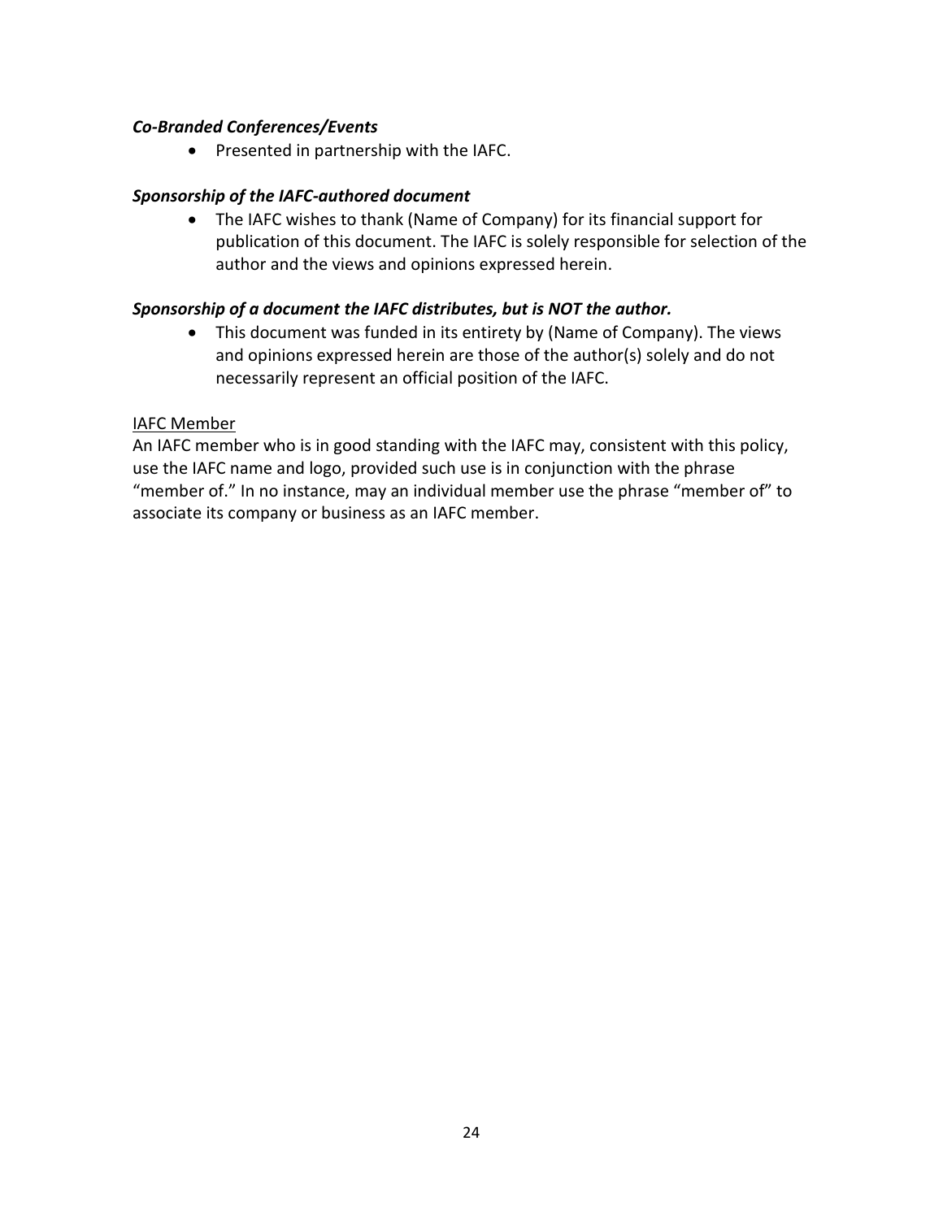***Co-Branded Conferences/Events***

- Presented in partnership with the IAFC.

***Sponsorship of the IAFC-authored document***

- The IAFC wishes to thank (Name of Company) for its financial support for publication of this document. The IAFC is solely responsible for selection of the author and the views and opinions expressed herein.

***Sponsorship of a document the IAFC distributes, but is NOT the author.***

- This document was funded in its entirety by (Name of Company). The views and opinions expressed herein are those of the author(s) solely and do not necessarily represent an official position of the IAFC.

<u>IAFC Member</u>

An IAFC member who is in good standing with the IAFC may, consistent with this policy, use the IAFC name and logo, provided such use is in conjunction with the phrase “member of.” In no instance, may an individual member use the phrase “member of” to associate its company or business as an IAFC member.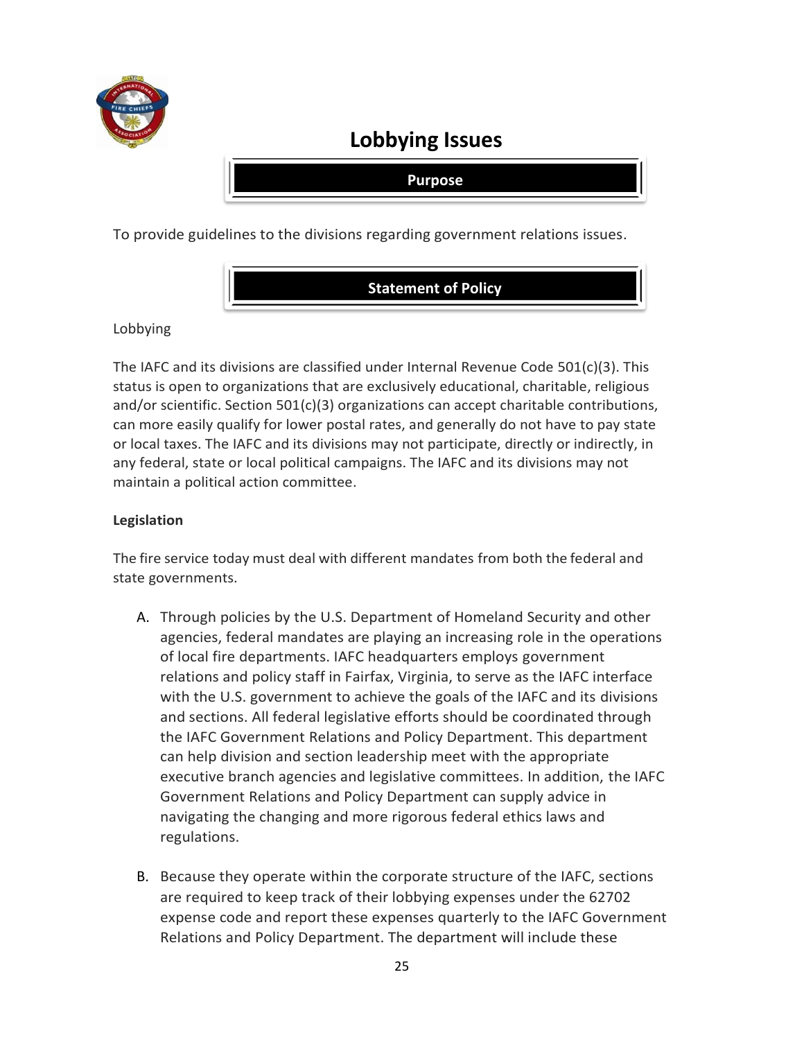# Lobbying Issues

## Purpose

To provide guidelines to the divisions regarding government relations issues.

## Statement of Policy

Lobbying

The IAFC and its divisions are classified under Internal Revenue Code 501(c)(3). This status is open to organizations that are exclusively educational, charitable, religious and/or scientific. Section 501(c)(3) organizations can accept charitable contributions, can more easily qualify for lower postal rates, and generally do not have to pay state or local taxes. The IAFC and its divisions may not participate, directly or indirectly, in any federal, state or local political campaigns. The IAFC and its divisions may not maintain a political action committee.

**Legislation**

The fire service today must deal with different mandates from both the federal and state governments.

A. Through policies by the U.S. Department of Homeland Security and other agencies, federal mandates are playing an increasing role in the operations of local fire departments. IAFC headquarters employs government relations and policy staff in Fairfax, Virginia, to serve as the IAFC interface with the U.S. government to achieve the goals of the IAFC and its divisions and sections. All federal legislative efforts should be coordinated through the IAFC Government Relations and Policy Department. This department can help division and section leadership meet with the appropriate executive branch agencies and legislative committees. In addition, the IAFC Government Relations and Policy Department can supply advice in navigating the changing and more rigorous federal ethics laws and regulations.

B. Because they operate within the corporate structure of the IAFC, sections are required to keep track of their lobbying expenses under the 62702 expense code and report these expenses quarterly to the IAFC Government Relations and Policy Department. The department will include these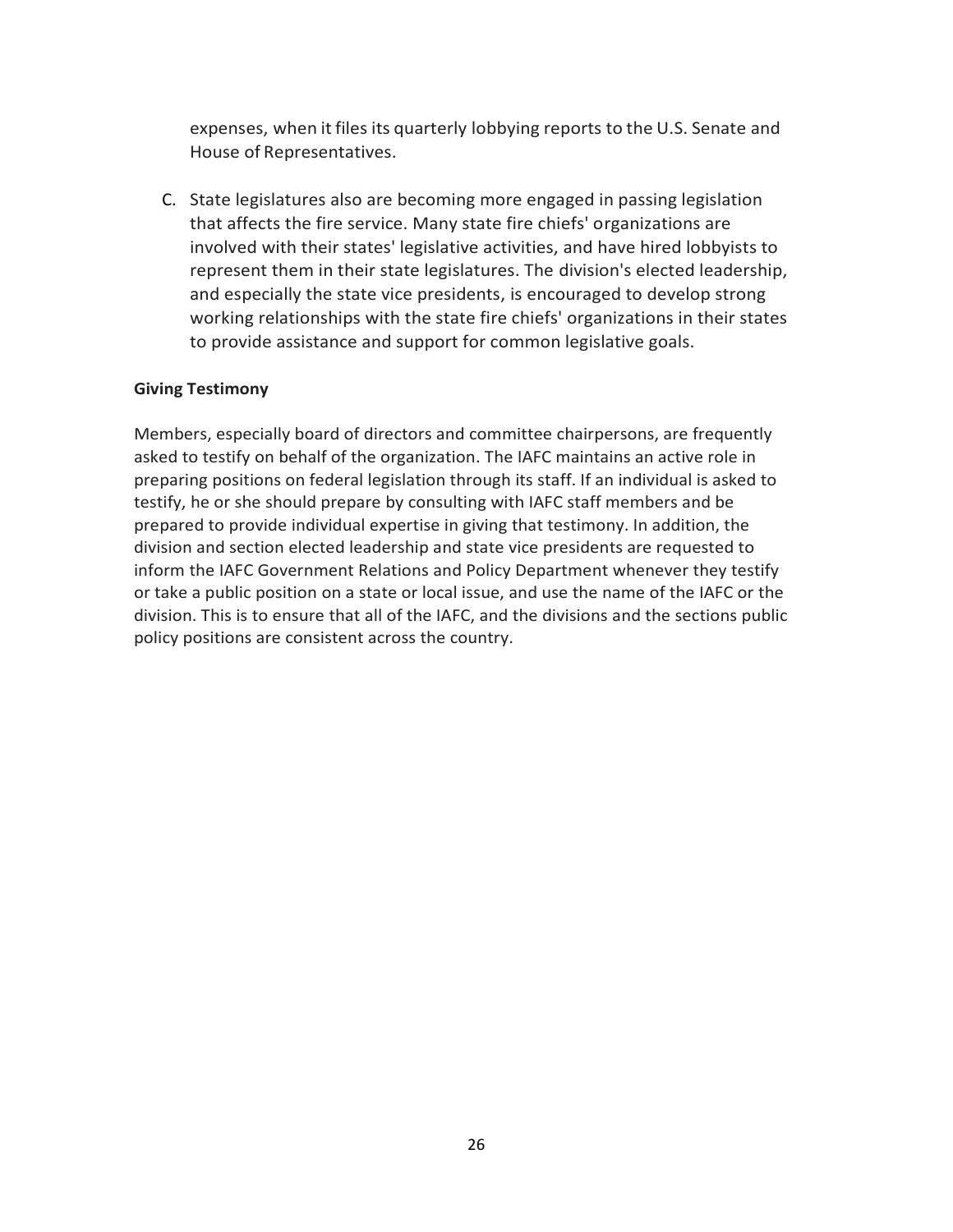expenses, when it files its quarterly lobbying reports to the U.S. Senate and House of Representatives.

C. State legislatures also are becoming more engaged in passing legislation that affects the fire service. Many state fire chiefs' organizations are involved with their states' legislative activities, and have hired lobbyists to represent them in their state legislatures. The division's elected leadership, and especially the state vice presidents, is encouraged to develop strong working relationships with the state fire chiefs' organizations in their states to provide assistance and support for common legislative goals.

**Giving Testimony**

Members, especially board of directors and committee chairpersons, are frequently asked to testify on behalf of the organization. The IAFC maintains an active role in preparing positions on federal legislation through its staff. If an individual is asked to testify, he or she should prepare by consulting with IAFC staff members and be prepared to provide individual expertise in giving that testimony. In addition, the division and section elected leadership and state vice presidents are requested to inform the IAFC Government Relations and Policy Department whenever they testify or take a public position on a state or local issue, and use the name of the IAFC or the division. This is to ensure that all of the IAFC, and the divisions and the sections public policy positions are consistent across the country.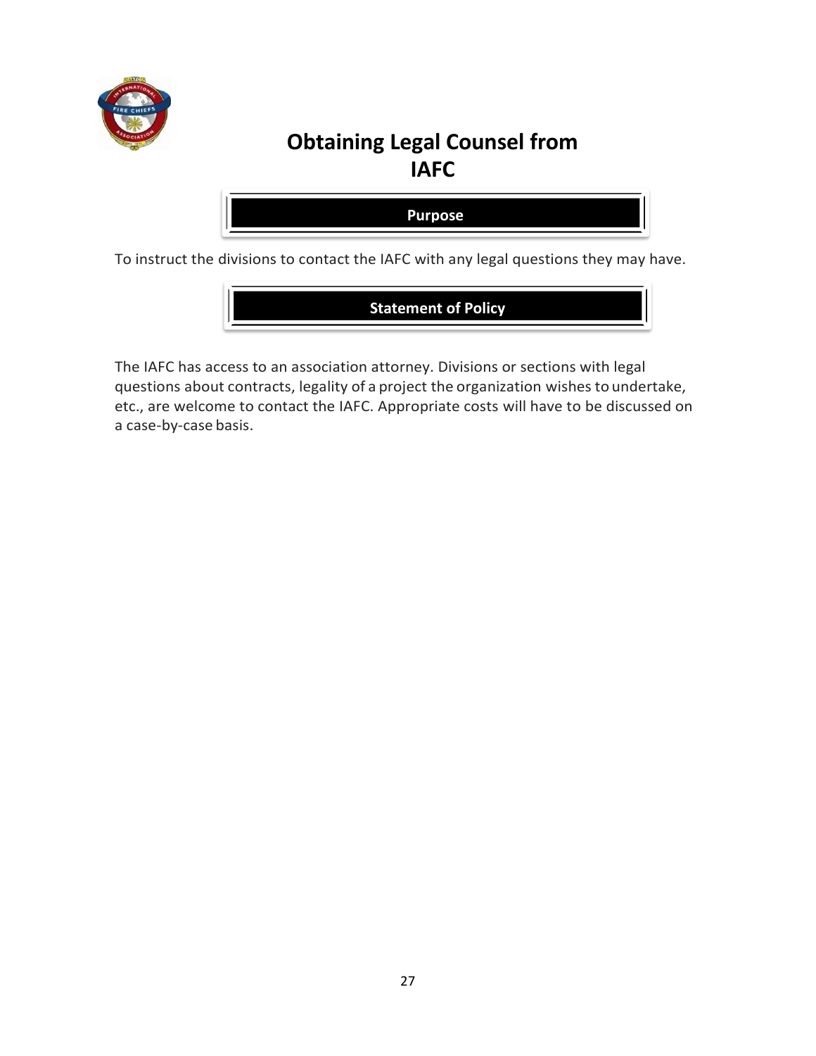# Obtaining Legal Counsel from IAFC

## Purpose

To instruct the divisions to contact the IAFC with any legal questions they may have.

## Statement of Policy

The IAFC has access to an association attorney. Divisions or sections with legal questions about contracts, legality of a project the organization wishes to undertake, etc., are welcome to contact the IAFC. Appropriate costs will have to be discussed on a case-by-case basis.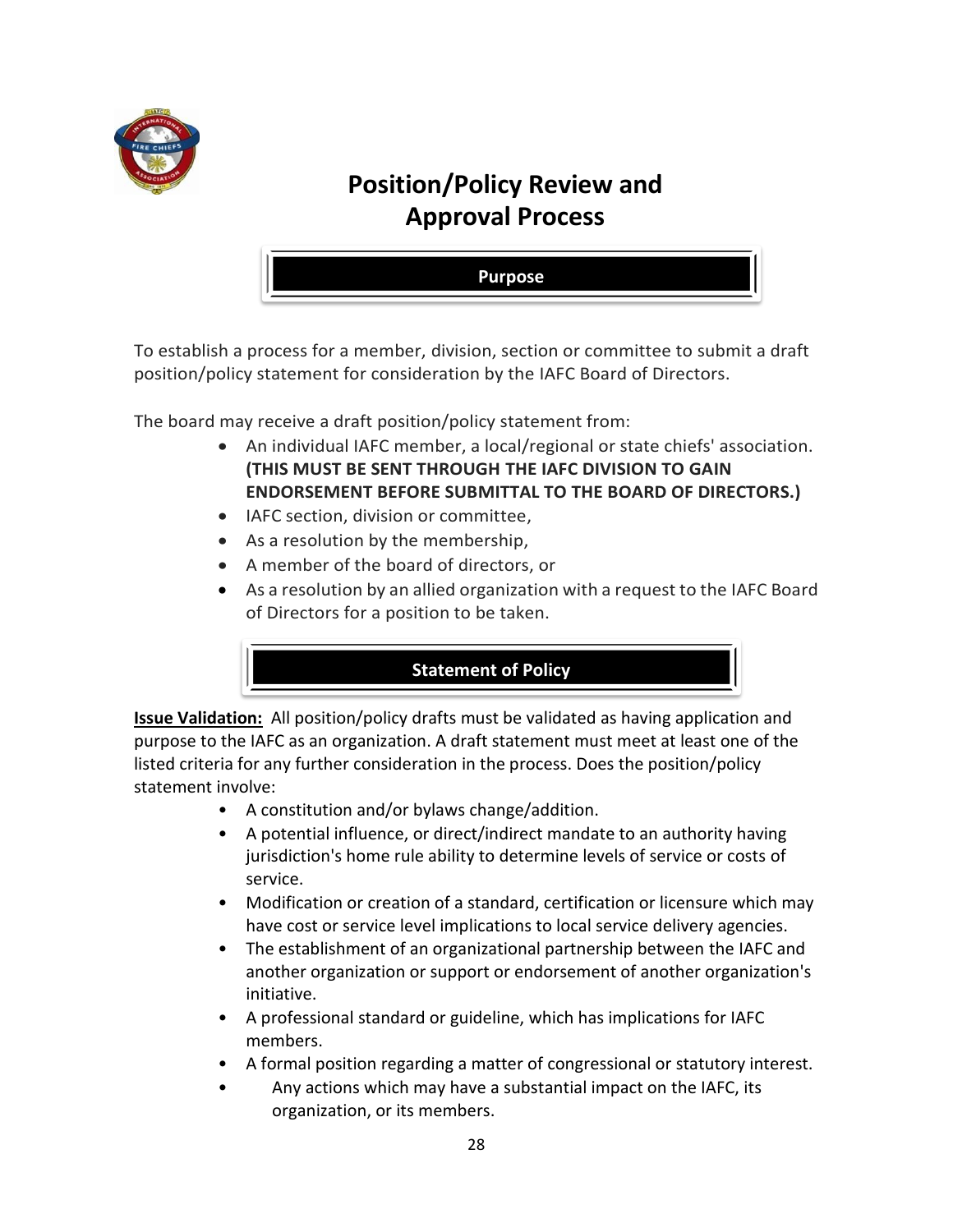# Position/Policy Review and Approval Process

## Purpose

To establish a process for a member, division, section or committee to submit a draft position/policy statement for consideration by the IAFC Board of Directors.

The board may receive a draft position/policy statement from:

- An individual IAFC member, a local/regional or state chiefs' association. **(THIS MUST BE SENT THROUGH THE IAFC DIVISION TO GAIN ENDORSEMENT BEFORE SUBMITTAL TO THE BOARD OF DIRECTORS.)**
- IAFC section, division or committee,
- As a resolution by the membership,
- A member of the board of directors, or
- As a resolution by an allied organization with a request to the IAFC Board of Directors for a position to be taken.

## Statement of Policy

**<u>Issue Validation:</u>** All position/policy drafts must be validated as having application and purpose to the IAFC as an organization. A draft statement must meet at least one of the listed criteria for any further consideration in the process. Does the position/policy statement involve:

- A constitution and/or bylaws change/addition.
- A potential influence, or direct/indirect mandate to an authority having jurisdiction's home rule ability to determine levels of service or costs of service.
- Modification or creation of a standard, certification or licensure which may have cost or service level implications to local service delivery agencies.
- The establishment of an organizational partnership between the IAFC and another organization or support or endorsement of another organization's initiative.
- A professional standard or guideline, which has implications for IAFC members.
- A formal position regarding a matter of congressional or statutory interest.
- Any actions which may have a substantial impact on the IAFC, its organization, or its members.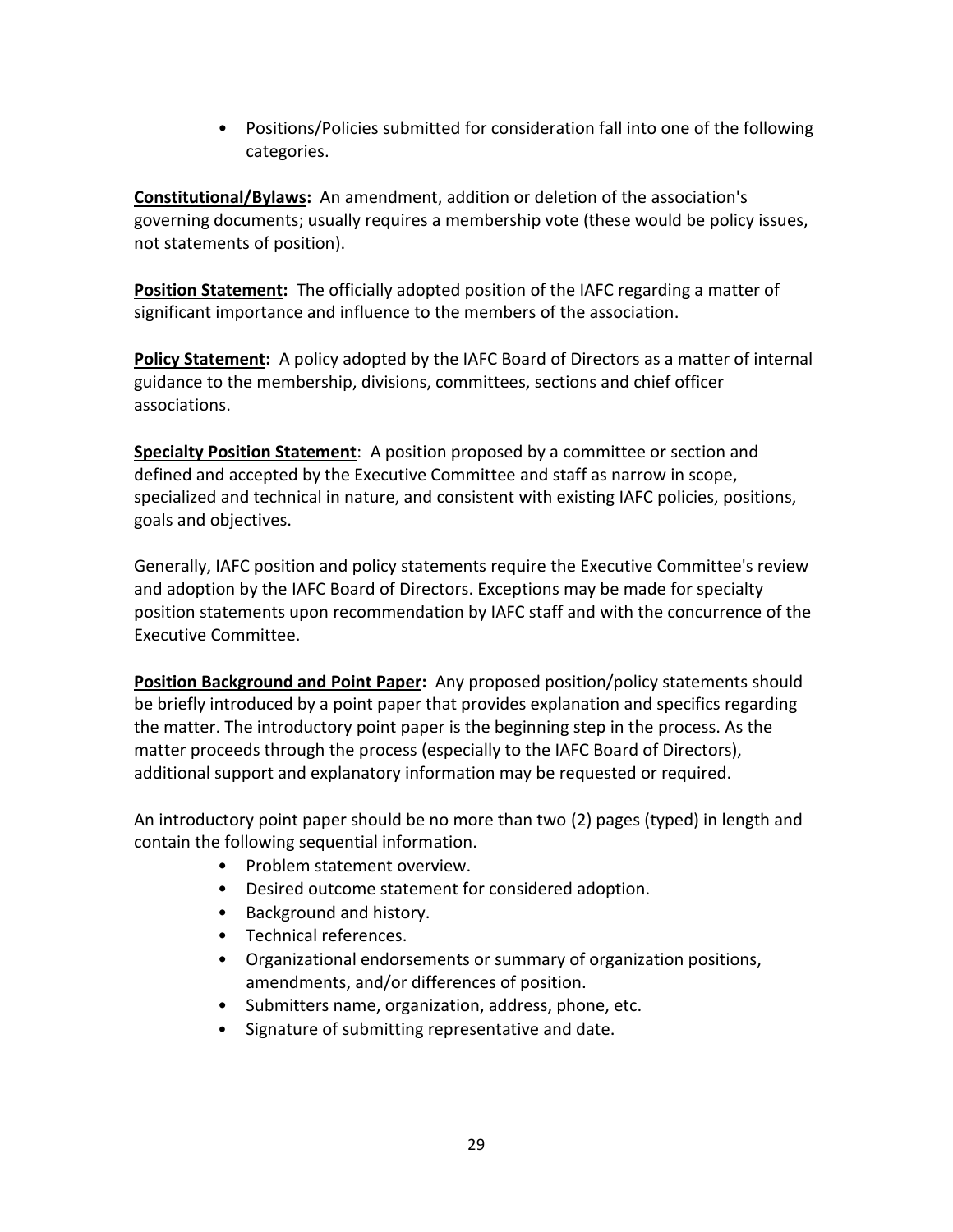- Positions/Policies submitted for consideration fall into one of the following categories.

**Constitutional/Bylaws:** An amendment, addition or deletion of the association's governing documents; usually requires a membership vote (these would be policy issues, not statements of position).

**Position Statement:** The officially adopted position of the IAFC regarding a matter of significant importance and influence to the members of the association.

**Policy Statement:** A policy adopted by the IAFC Board of Directors as a matter of internal guidance to the membership, divisions, committees, sections and chief officer associations.

**Specialty Position Statement**: A position proposed by a committee or section and defined and accepted by the Executive Committee and staff as narrow in scope, specialized and technical in nature, and consistent with existing IAFC policies, positions, goals and objectives.

Generally, IAFC position and policy statements require the Executive Committee's review and adoption by the IAFC Board of Directors. Exceptions may be made for specialty position statements upon recommendation by IAFC staff and with the concurrence of the Executive Committee.

**Position Background and Point Paper:** Any proposed position/policy statements should be briefly introduced by a point paper that provides explanation and specifics regarding the matter. The introductory point paper is the beginning step in the process. As the matter proceeds through the process (especially to the IAFC Board of Directors), additional support and explanatory information may be requested or required.

An introductory point paper should be no more than two (2) pages (typed) in length and contain the following sequential information.

- Problem statement overview.
- Desired outcome statement for considered adoption.
- Background and history.
- Technical references.
- Organizational endorsements or summary of organization positions, amendments, and/or differences of position.
- Submitters name, organization, address, phone, etc.
- Signature of submitting representative and date.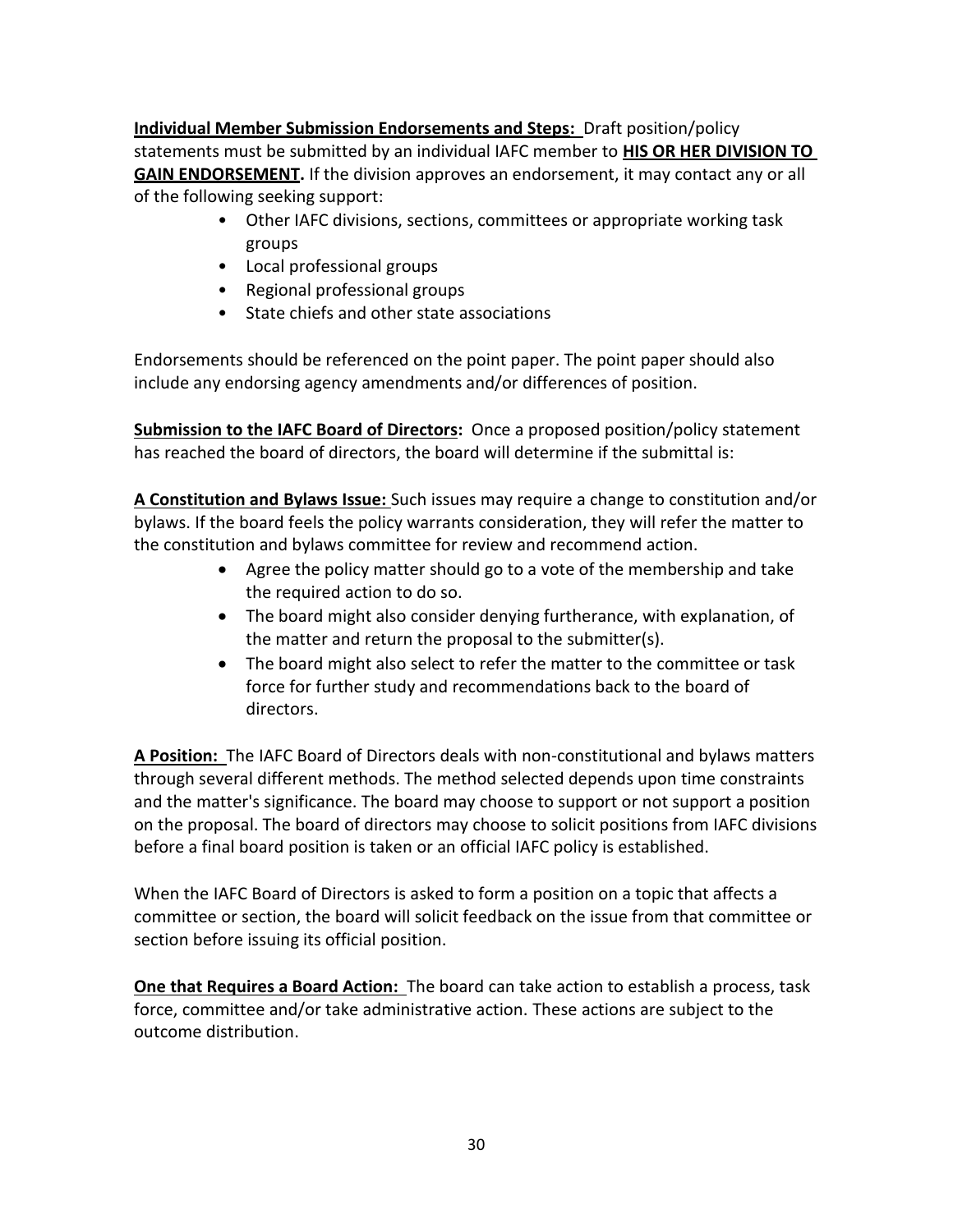**Individual Member Submission Endorsements and Steps:** Draft position/policy statements must be submitted by an individual IAFC member to **HIS OR HER DIVISION TO GAIN ENDORSEMENT.** If the division approves an endorsement, it may contact any or all of the following seeking support:

- Other IAFC divisions, sections, committees or appropriate working task groups
- Local professional groups
- Regional professional groups
- State chiefs and other state associations

Endorsements should be referenced on the point paper. The point paper should also include any endorsing agency amendments and/or differences of position.

**Submission to the IAFC Board of Directors:** Once a proposed position/policy statement has reached the board of directors, the board will determine if the submittal is:

**A Constitution and Bylaws Issue:** Such issues may require a change to constitution and/or bylaws. If the board feels the policy warrants consideration, they will refer the matter to the constitution and bylaws committee for review and recommend action.

- Agree the policy matter should go to a vote of the membership and take the required action to do so.
- The board might also consider denying furtherance, with explanation, of the matter and return the proposal to the submitter(s).
- The board might also select to refer the matter to the committee or task force for further study and recommendations back to the board of directors.

**A Position:** The IAFC Board of Directors deals with non-constitutional and bylaws matters through several different methods. The method selected depends upon time constraints and the matter's significance. The board may choose to support or not support a position on the proposal. The board of directors may choose to solicit positions from IAFC divisions before a final board position is taken or an official IAFC policy is established.

When the IAFC Board of Directors is asked to form a position on a topic that affects a committee or section, the board will solicit feedback on the issue from that committee or section before issuing its official position.

**One that Requires a Board Action:** The board can take action to establish a process, task force, committee and/or take administrative action. These actions are subject to the outcome distribution.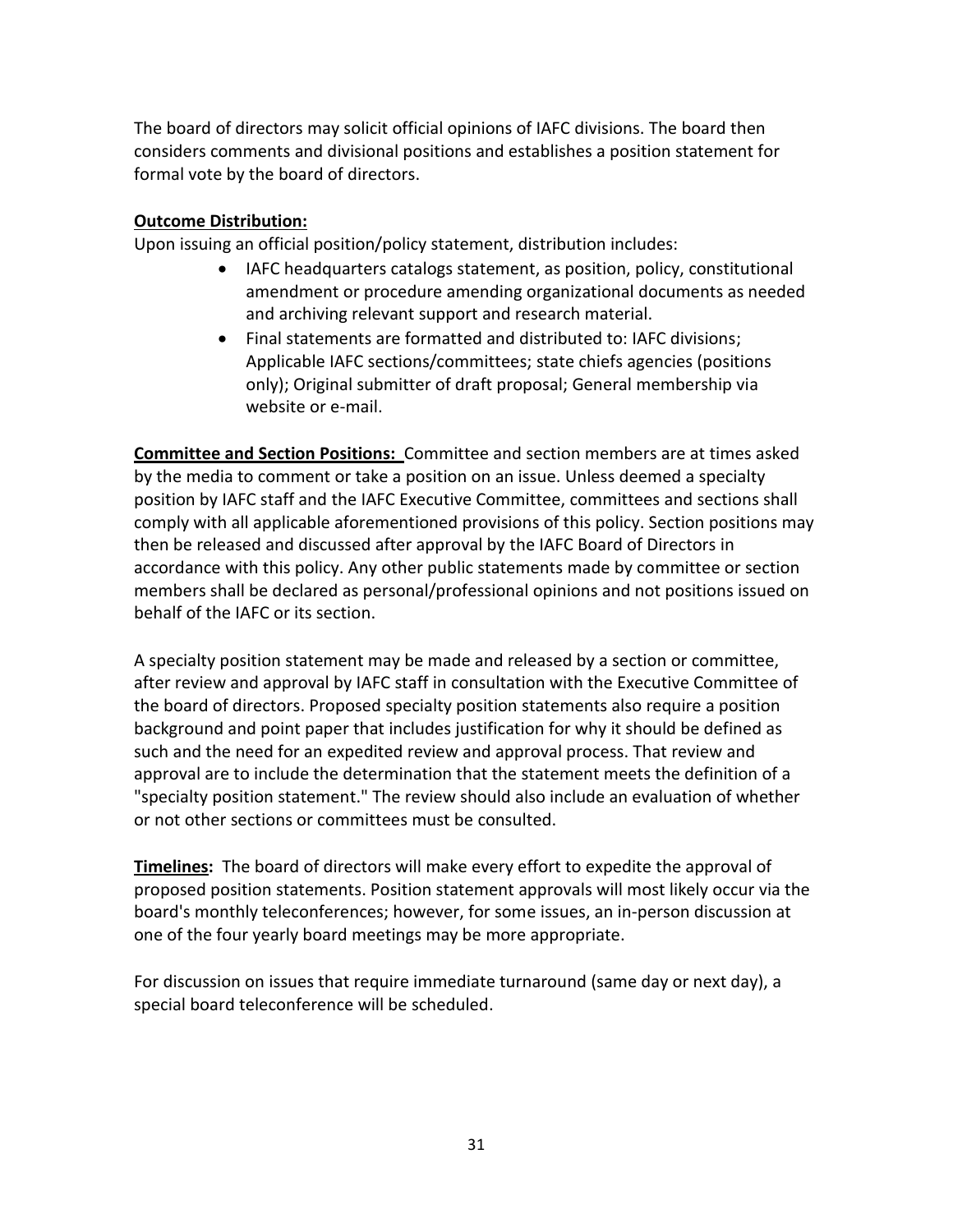The board of directors may solicit official opinions of IAFC divisions. The board then considers comments and divisional positions and establishes a position statement for formal vote by the board of directors.

**Outcome Distribution:**

Upon issuing an official position/policy statement, distribution includes:

- IAFC headquarters catalogs statement, as position, policy, constitutional amendment or procedure amending organizational documents as needed and archiving relevant support and research material.
- Final statements are formatted and distributed to: IAFC divisions; Applicable IAFC sections/committees; state chiefs agencies (positions only); Original submitter of draft proposal; General membership via website or e-mail.

**Committee and Section Positions:** Committee and section members are at times asked by the media to comment or take a position on an issue. Unless deemed a specialty position by IAFC staff and the IAFC Executive Committee, committees and sections shall comply with all applicable aforementioned provisions of this policy. Section positions may then be released and discussed after approval by the IAFC Board of Directors in accordance with this policy. Any other public statements made by committee or section members shall be declared as personal/professional opinions and not positions issued on behalf of the IAFC or its section.

A specialty position statement may be made and released by a section or committee, after review and approval by IAFC staff in consultation with the Executive Committee of the board of directors. Proposed specialty position statements also require a position background and point paper that includes justification for why it should be defined as such and the need for an expedited review and approval process. That review and approval are to include the determination that the statement meets the definition of a "specialty position statement." The review should also include an evaluation of whether or not other sections or committees must be consulted.

**Timelines:** The board of directors will make every effort to expedite the approval of proposed position statements. Position statement approvals will most likely occur via the board's monthly teleconferences; however, for some issues, an in-person discussion at one of the four yearly board meetings may be more appropriate.

For discussion on issues that require immediate turnaround (same day or next day), a special board teleconference will be scheduled.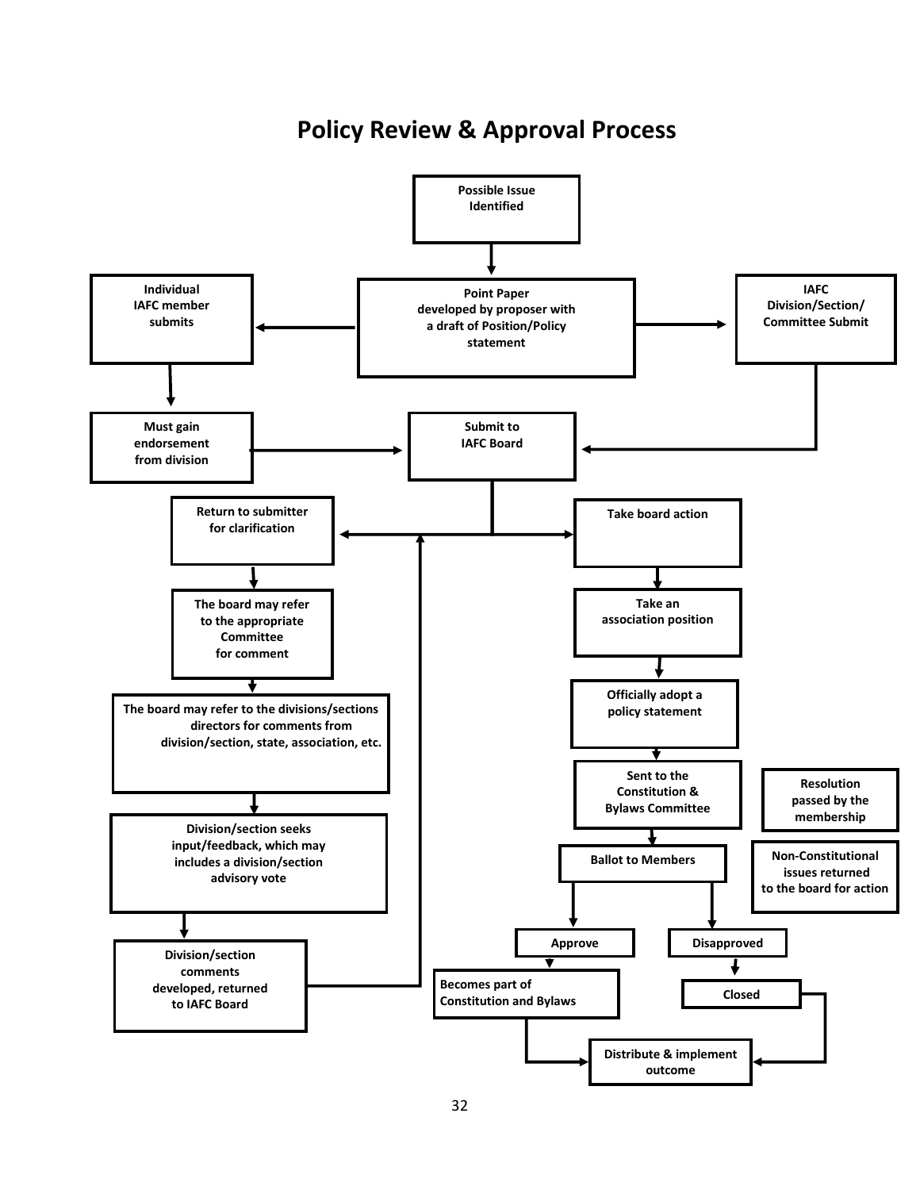# Policy Review & Approval Process

Possible Issue Identified

Point Paper developed by proposer with a draft of Position/Policy statement

Individual IAFC member submits

IAFC Division/Section/ Committee Submit

Must gain endorsement from division

Submit to IAFC Board

Return to submitter for clarification

The board may refer to the appropriate Committee for comment

The board may refer to the divisions/sections directors for comments from division/section, state, association, etc.

Division/section seeks input/feedback, which may includes a division/section advisory vote

Division/section comments developed, returned to IAFC Board

Take board action

Take an association position

Officially adopt a policy statement

Sent to the Constitution & Bylaws Committee

Ballot to Members

Approve

Disapproved

Becomes part of Constitution and Bylaws

Closed

Distribute & implement outcome

Resolution passed by the membership

Non-Constitutional issues returned to the board for action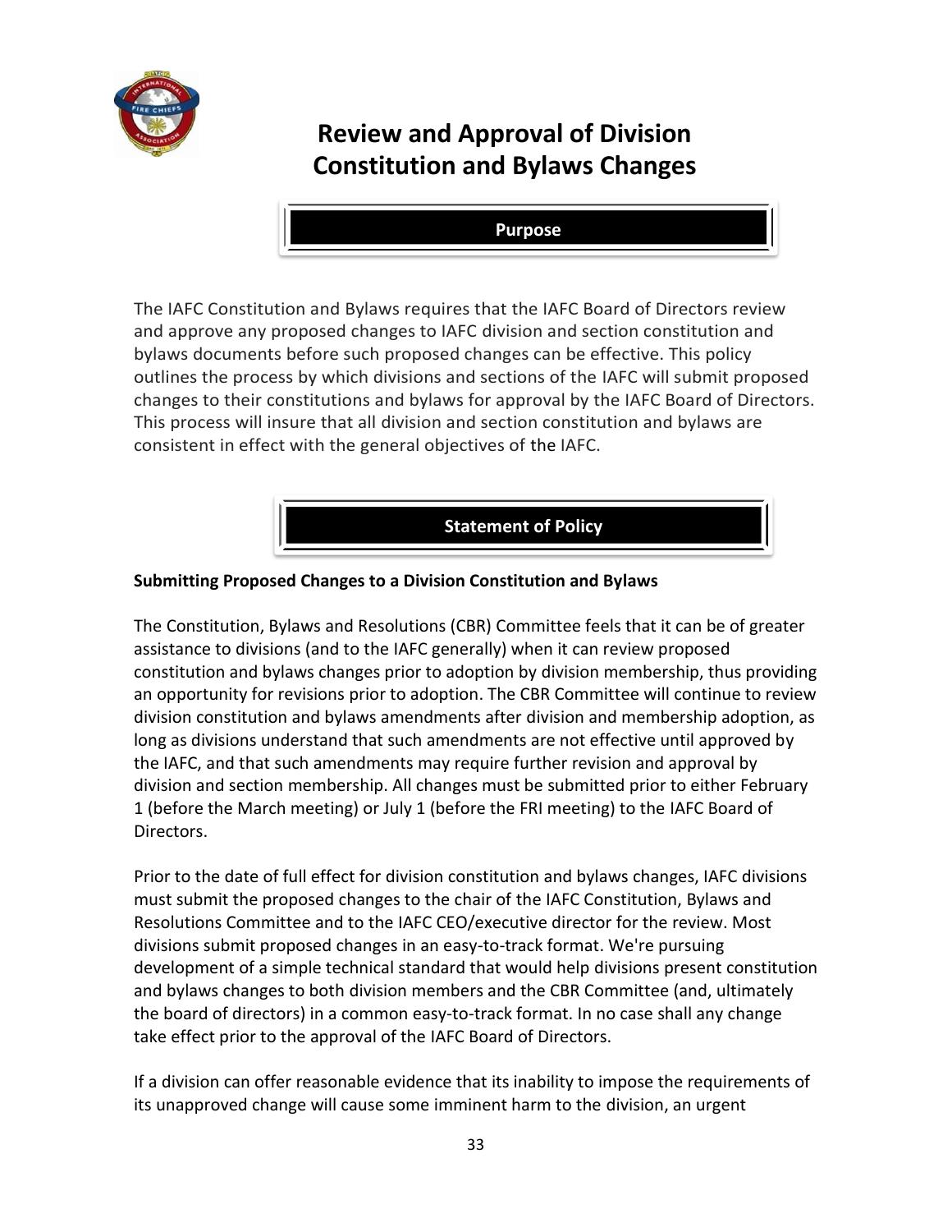# Review and Approval of Division Constitution and Bylaws Changes

## Purpose

The IAFC Constitution and Bylaws requires that the IAFC Board of Directors review and approve any proposed changes to IAFC division and section constitution and bylaws documents before such proposed changes can be effective. This policy outlines the process by which divisions and sections of the IAFC will submit proposed changes to their constitutions and bylaws for approval by the IAFC Board of Directors. This process will insure that all division and section constitution and bylaws are consistent in effect with the general objectives of the IAFC.

## Statement of Policy

**Submitting Proposed Changes to a Division Constitution and Bylaws**

The Constitution, Bylaws and Resolutions (CBR) Committee feels that it can be of greater assistance to divisions (and to the IAFC generally) when it can review proposed constitution and bylaws changes prior to adoption by division membership, thus providing an opportunity for revisions prior to adoption. The CBR Committee will continue to review division constitution and bylaws amendments after division and membership adoption, as long as divisions understand that such amendments are not effective until approved by the IAFC, and that such amendments may require further revision and approval by division and section membership. All changes must be submitted prior to either February 1 (before the March meeting) or July 1 (before the FRI meeting) to the IAFC Board of Directors.

Prior to the date of full effect for division constitution and bylaws changes, IAFC divisions must submit the proposed changes to the chair of the IAFC Constitution, Bylaws and Resolutions Committee and to the IAFC CEO/executive director for the review. Most divisions submit proposed changes in an easy-to-track format. We're pursuing development of a simple technical standard that would help divisions present constitution and bylaws changes to both division members and the CBR Committee (and, ultimately the board of directors) in a common easy-to-track format. In no case shall any change take effect prior to the approval of the IAFC Board of Directors.

If a division can offer reasonable evidence that its inability to impose the requirements of its unapproved change will cause some imminent harm to the division, an urgent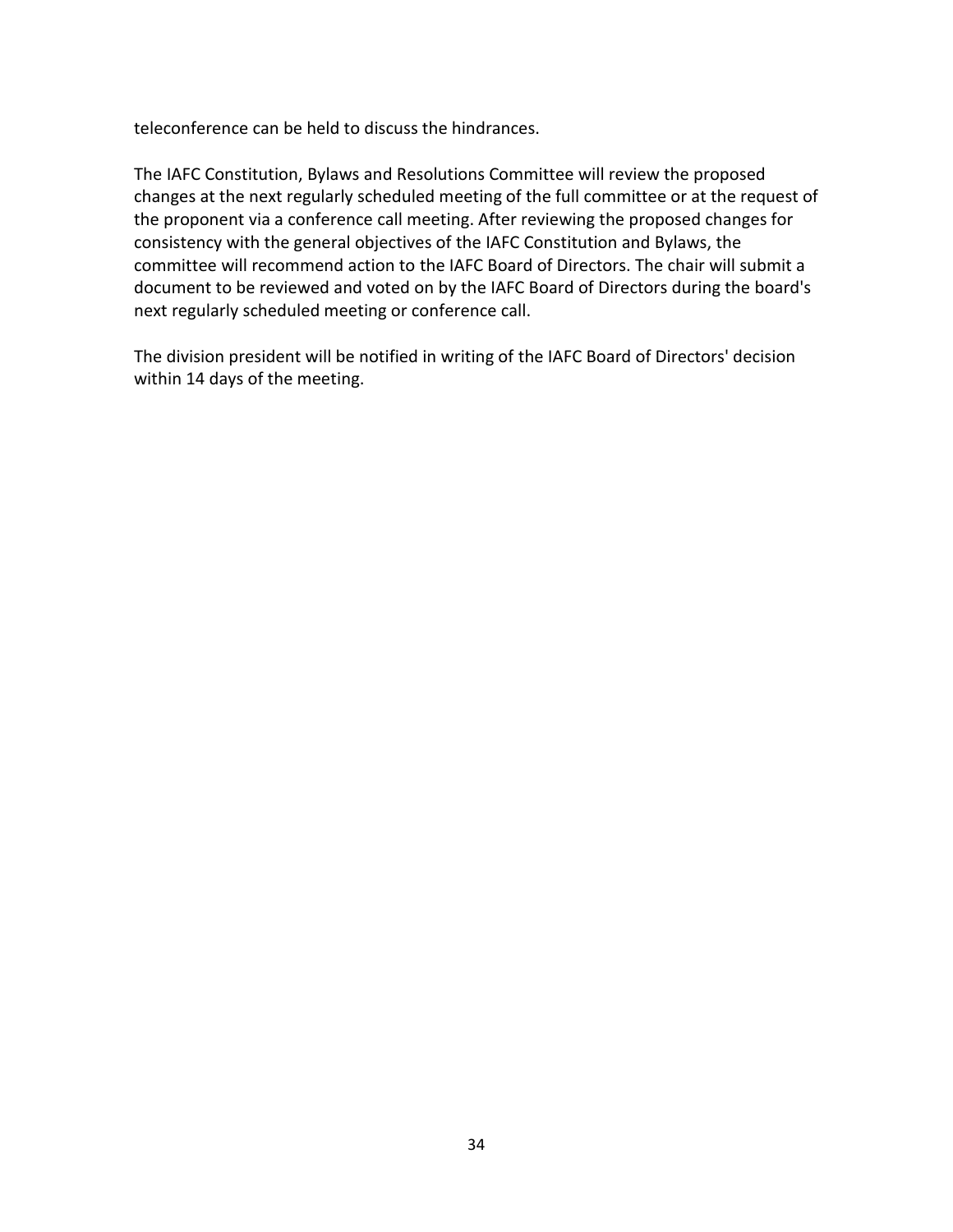teleconference can be held to discuss the hindrances.

The IAFC Constitution, Bylaws and Resolutions Committee will review the proposed changes at the next regularly scheduled meeting of the full committee or at the request of the proponent via a conference call meeting. After reviewing the proposed changes for consistency with the general objectives of the IAFC Constitution and Bylaws, the committee will recommend action to the IAFC Board of Directors. The chair will submit a document to be reviewed and voted on by the IAFC Board of Directors during the board's next regularly scheduled meeting or conference call.

The division president will be notified in writing of the IAFC Board of Directors' decision within 14 days of the meeting.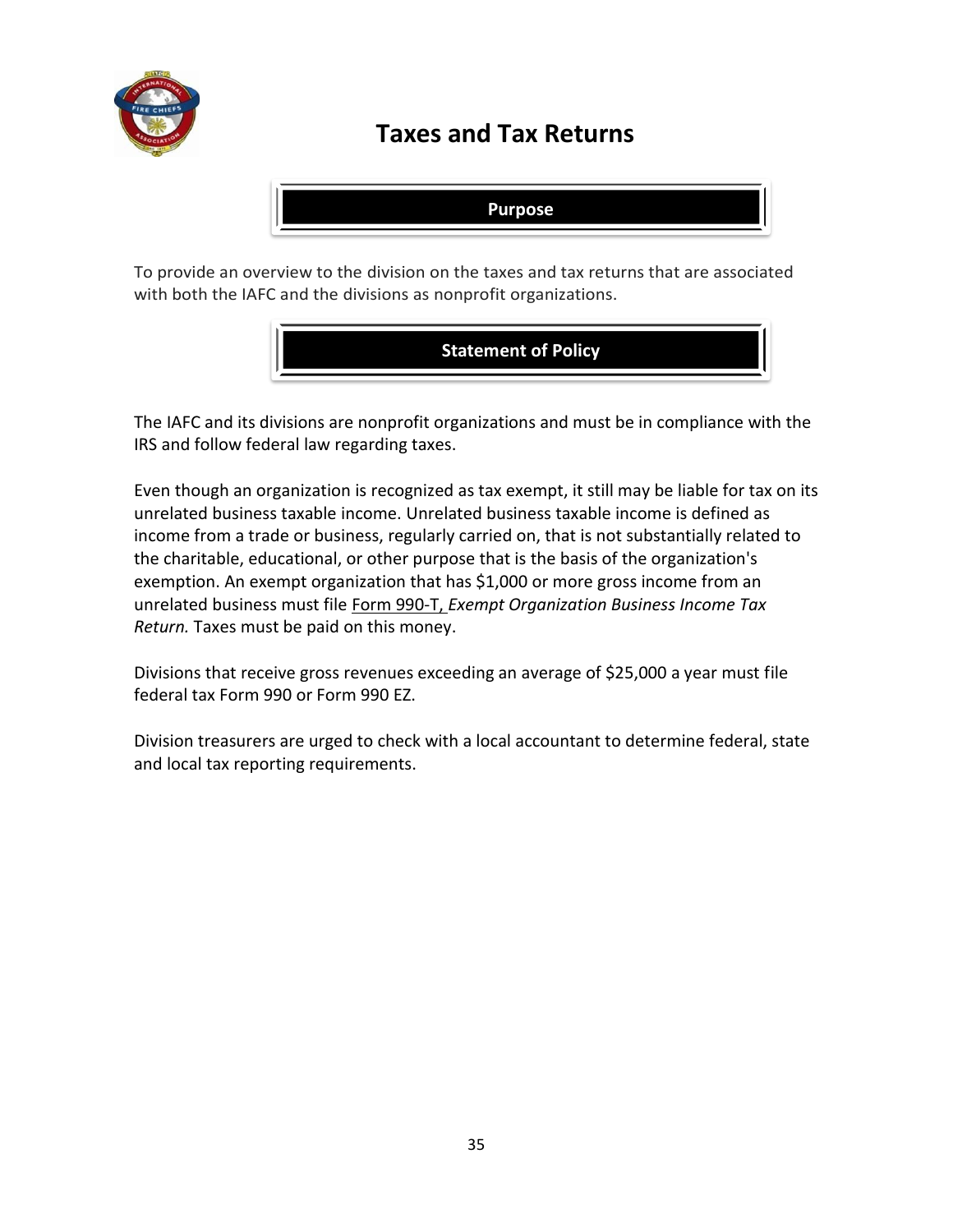# Taxes and Tax Returns

## Purpose

To provide an overview to the division on the taxes and tax returns that are associated with both the IAFC and the divisions as nonprofit organizations.

## Statement of Policy

The IAFC and its divisions are nonprofit organizations and must be in compliance with the IRS and follow federal law regarding taxes.

Even though an organization is recognized as tax exempt, it still may be liable for tax on its unrelated business taxable income. Unrelated business taxable income is defined as income from a trade or business, regularly carried on, that is not substantially related to the charitable, educational, or other purpose that is the basis of the organization's exemption. An exempt organization that has $1,000 or more gross income from an unrelated business must file Form 990-T, *Exempt Organization Business Income Tax Return.* Taxes must be paid on this money.

Divisions that receive gross revenues exceeding an average of $25,000 a year must file federal tax Form 990 or Form 990 EZ.

Division treasurers are urged to check with a local accountant to determine federal, state and local tax reporting requirements.